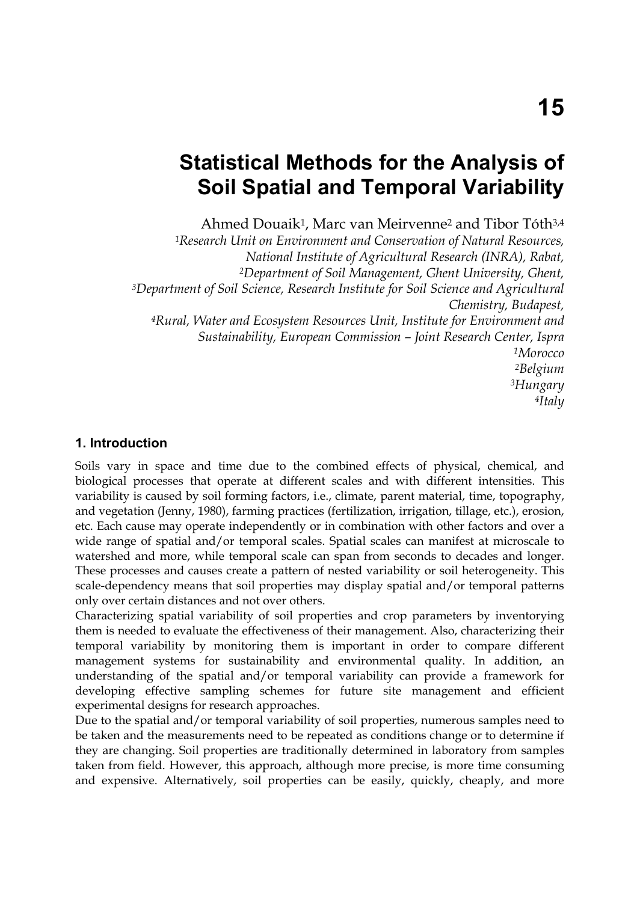# 15

# Statistical Methods for the Analysis of Soil Spatial and Temporal Variability

Ahmed Douaik[1], Marc van Meirvenne[2] and Tibor Tóth[3,4]

[1]*Research Unit on Environment and Conservation of Natural Resources, National Institute of Agricultural Research (INRA), Rabat,*
[2]*Department of Soil Management, Ghent University, Ghent,*
[3]*Department of Soil Science, Research Institute for Soil Science and Agricultural Chemistry, Budapest,*
[4]*Rural, Water and Ecosystem Resources Unit, Institute for Environment and Sustainability, European Commission – Joint Research Center, Ispra*
[1]*Morocco*
[2]*Belgium*
[3]*Hungary*
[4]*Italy*

## 1. Introduction

Soils vary in space and time due to the combined effects of physical, chemical, and biological processes that operate at different scales and with different intensities. This variability is caused by soil forming factors, i.e., climate, parent material, time, topography, and vegetation (Jenny, 1980), farming practices (fertilization, irrigation, tillage, etc.), erosion, etc. Each cause may operate independently or in combination with other factors and over a wide range of spatial and/or temporal scales. Spatial scales can manifest at microscale to watershed and more, while temporal scale can span from seconds to decades and longer. These processes and causes create a pattern of nested variability or soil heterogeneity. This scale-dependency means that soil properties may display spatial and/or temporal patterns only over certain distances and not over others.

Characterizing spatial variability of soil properties and crop parameters by inventorying them is needed to evaluate the effectiveness of their management. Also, characterizing their temporal variability by monitoring them is important in order to compare different management systems for sustainability and environmental quality. In addition, an understanding of the spatial and/or temporal variability can provide a framework for developing effective sampling schemes for future site management and efficient experimental designs for research approaches.

Due to the spatial and/or temporal variability of soil properties, numerous samples need to be taken and the measurements need to be repeated as conditions change or to determine if they are changing. Soil properties are traditionally determined in laboratory from samples taken from field. However, this approach, although more precise, is more time consuming and expensive. Alternatively, soil properties can be easily, quickly, cheaply, and more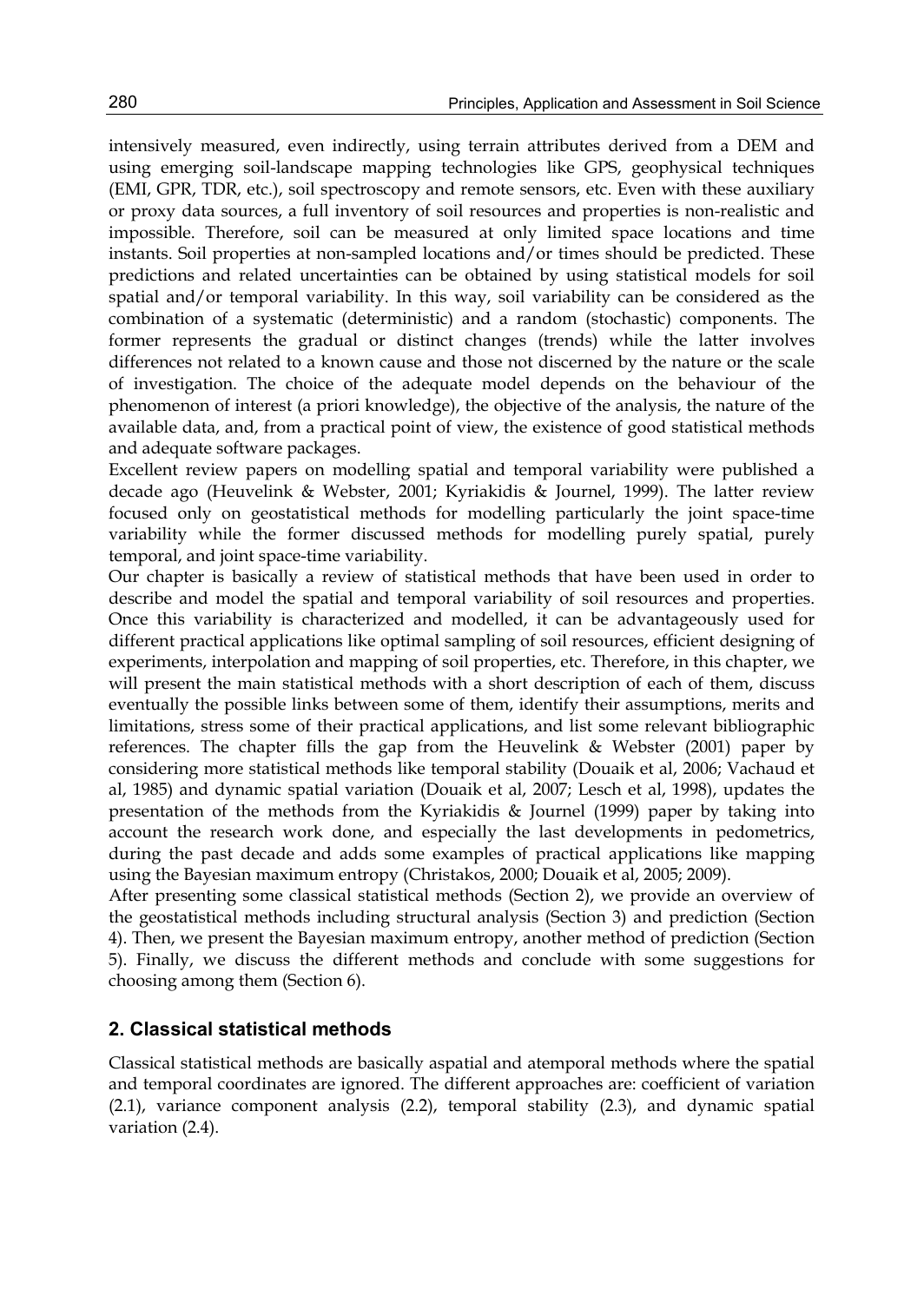intensively measured, even indirectly, using terrain attributes derived from a DEM and using emerging soil-landscape mapping technologies like GPS, geophysical techniques (EMI, GPR, TDR, etc.), soil spectroscopy and remote sensors, etc. Even with these auxiliary or proxy data sources, a full inventory of soil resources and properties is non-realistic and impossible. Therefore, soil can be measured at only limited space locations and time instants. Soil properties at non-sampled locations and/or times should be predicted. These predictions and related uncertainties can be obtained by using statistical models for soil spatial and/or temporal variability. In this way, soil variability can be considered as the combination of a systematic (deterministic) and a random (stochastic) components. The former represents the gradual or distinct changes (trends) while the latter involves differences not related to a known cause and those not discerned by the nature or the scale of investigation. The choice of the adequate model depends on the behaviour of the phenomenon of interest (a priori knowledge), the objective of the analysis, the nature of the available data, and, from a practical point of view, the existence of good statistical methods and adequate software packages.

Excellent review papers on modelling spatial and temporal variability were published a decade ago (Heuvelink & Webster, 2001; Kyriakidis & Journel, 1999). The latter review focused only on geostatistical methods for modelling particularly the joint space-time variability while the former discussed methods for modelling purely spatial, purely temporal, and joint space-time variability.

Our chapter is basically a review of statistical methods that have been used in order to describe and model the spatial and temporal variability of soil resources and properties. Once this variability is characterized and modelled, it can be advantageously used for different practical applications like optimal sampling of soil resources, efficient designing of experiments, interpolation and mapping of soil properties, etc. Therefore, in this chapter, we will present the main statistical methods with a short description of each of them, discuss eventually the possible links between some of them, identify their assumptions, merits and limitations, stress some of their practical applications, and list some relevant bibliographic references. The chapter fills the gap from the Heuvelink & Webster (2001) paper by considering more statistical methods like temporal stability (Douaik et al, 2006; Vachaud et al, 1985) and dynamic spatial variation (Douaik et al, 2007; Lesch et al, 1998), updates the presentation of the methods from the Kyriakidis & Journel (1999) paper by taking into account the research work done, and especially the last developments in pedometrics, during the past decade and adds some examples of practical applications like mapping using the Bayesian maximum entropy (Christakos, 2000; Douaik et al, 2005; 2009).

After presenting some classical statistical methods (Section 2), we provide an overview of the geostatistical methods including structural analysis (Section 3) and prediction (Section 4). Then, we present the Bayesian maximum entropy, another method of prediction (Section 5). Finally, we discuss the different methods and conclude with some suggestions for choosing among them (Section 6).

## 2. Classical statistical methods

Classical statistical methods are basically aspatial and atemporal methods where the spatial and temporal coordinates are ignored. The different approaches are: coefficient of variation (2.1), variance component analysis (2.2), temporal stability (2.3), and dynamic spatial variation (2.4).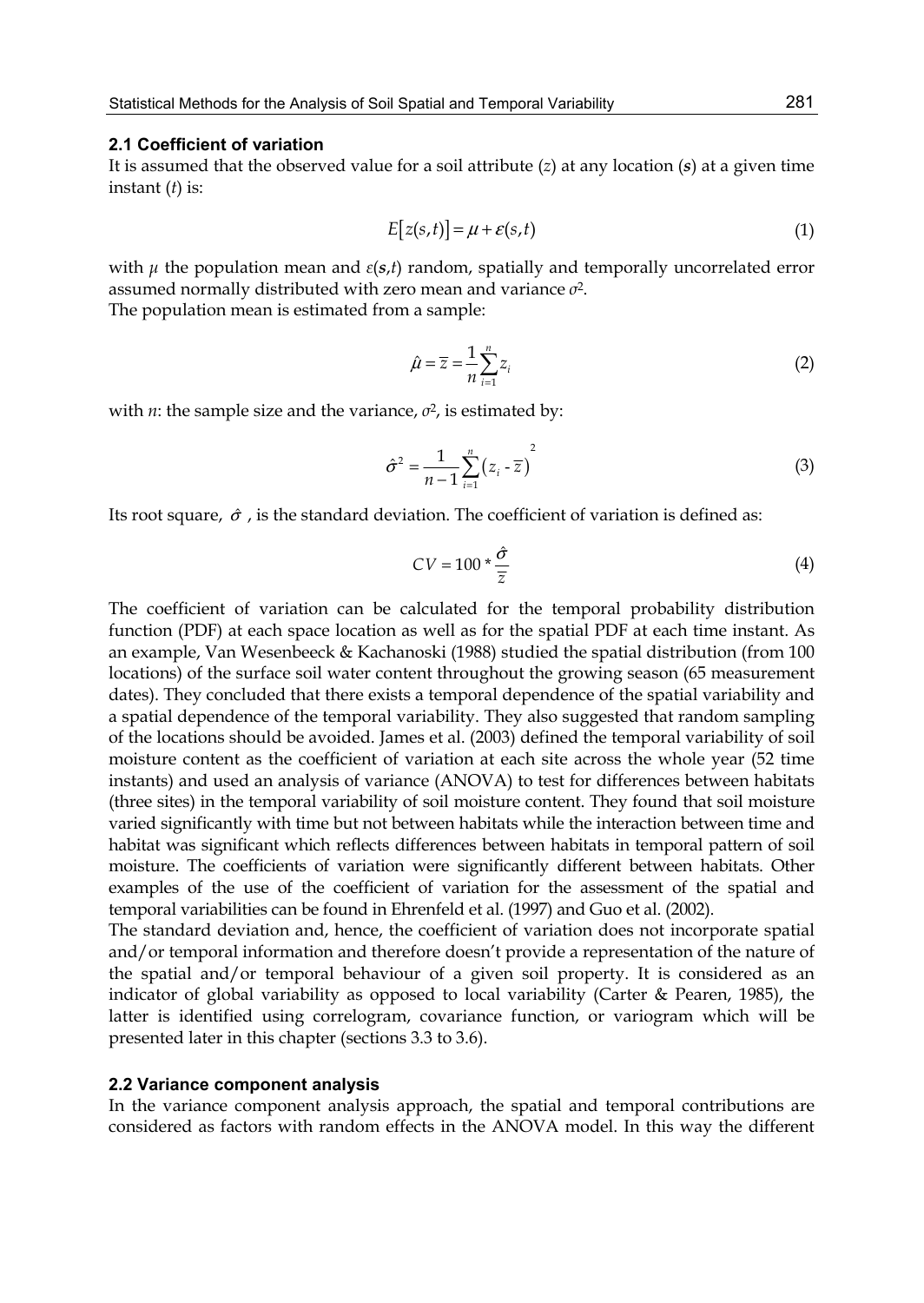### 2.1 Coefficient of variation

It is assumed that the observed value for a soil attribute ($z$) at any location ($\boldsymbol{s}$) at a given time instant ($t$) is:

$$E[z(s,t)] = \mu + \varepsilon(s,t) \tag{1}$$

with $\mu$ the population mean and $\varepsilon(\boldsymbol{s},t)$ random, spatially and temporally uncorrelated error assumed normally distributed with zero mean and variance $\sigma^2$.

The population mean is estimated from a sample:

$$\hat{\mu} = \overline{z} = \frac{1}{n}\sum_{i=1}^{n} z_i \tag{2}$$

with $n$: the sample size and the variance, $\sigma^2$, is estimated by:

$$\hat{\sigma}^2 = \frac{1}{n-1}\sum_{i=1}^{n}\left(z_i - \overline{z}\right)^2 \tag{3}$$

Its root square, $\hat{\sigma}$ , is the standard deviation. The coefficient of variation is defined as:

$$CV = 100 * \frac{\hat{\sigma}}{\overline{z}} \tag{4}$$

The coefficient of variation can be calculated for the temporal probability distribution function (PDF) at each space location as well as for the spatial PDF at each time instant. As an example, Van Wesenbeeck & Kachanoski (1988) studied the spatial distribution (from 100 locations) of the surface soil water content throughout the growing season (65 measurement dates). They concluded that there exists a temporal dependence of the spatial variability and a spatial dependence of the temporal variability. They also suggested that random sampling of the locations should be avoided. James et al. (2003) defined the temporal variability of soil moisture content as the coefficient of variation at each site across the whole year (52 time instants) and used an analysis of variance (ANOVA) to test for differences between habitats (three sites) in the temporal variability of soil moisture content. They found that soil moisture varied significantly with time but not between habitats while the interaction between time and habitat was significant which reflects differences between habitats in temporal pattern of soil moisture. The coefficients of variation were significantly different between habitats. Other examples of the use of the coefficient of variation for the assessment of the spatial and temporal variabilities can be found in Ehrenfeld et al. (1997) and Guo et al. (2002).

The standard deviation and, hence, the coefficient of variation does not incorporate spatial and/or temporal information and therefore doesn't provide a representation of the nature of the spatial and/or temporal behaviour of a given soil property. It is considered as an indicator of global variability as opposed to local variability (Carter & Pearen, 1985), the latter is identified using correlogram, covariance function, or variogram which will be presented later in this chapter (sections 3.3 to 3.6).

### 2.2 Variance component analysis

In the variance component analysis approach, the spatial and temporal contributions are considered as factors with random effects in the ANOVA model. In this way the different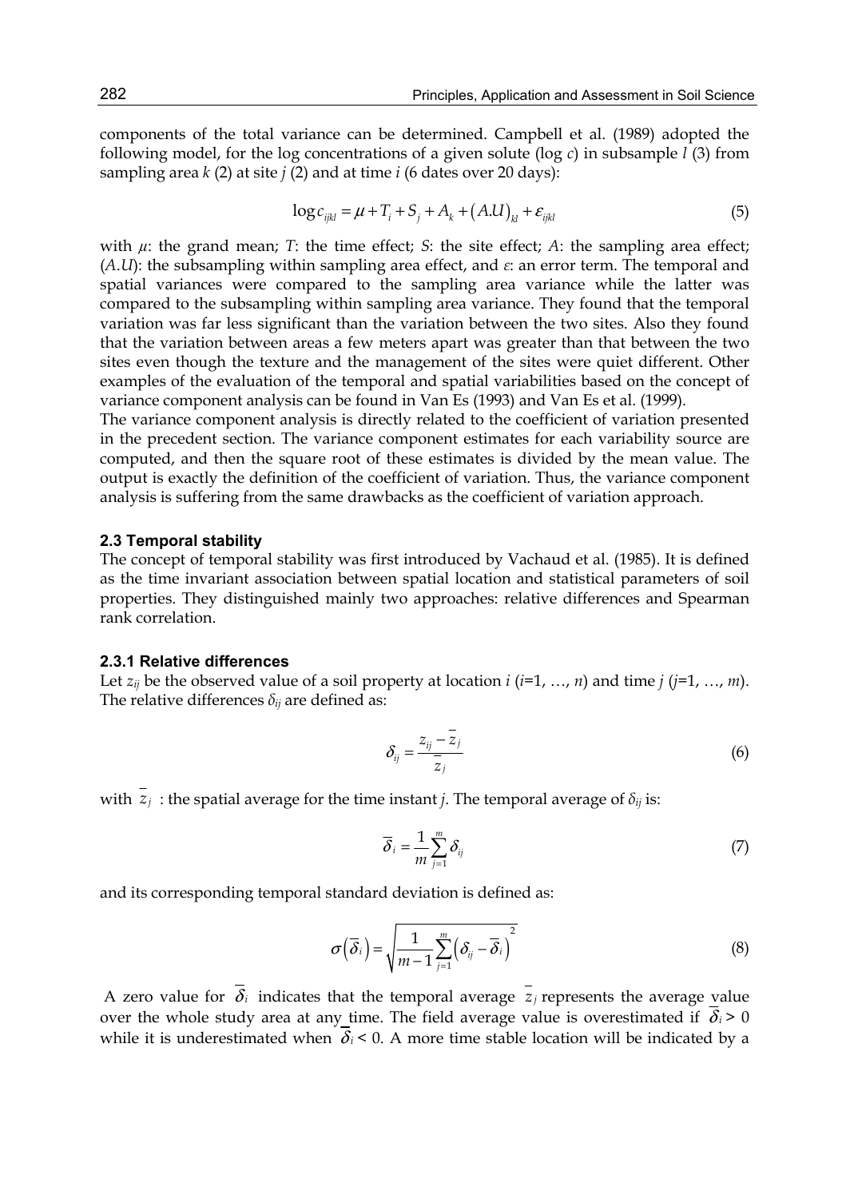components of the total variance can be determined. Campbell et al. (1989) adopted the following model, for the log concentrations of a given solute (log $c$) in subsample $l$ (3) from sampling area $k$ (2) at site $j$ (2) and at time $i$ (6 dates over 20 days):

$$\log c_{ijkl} = \mu + T_i + S_j + A_k + \left(A.U\right)_{kl} + \varepsilon_{ijkl} \tag{5}$$

with $\mu$: the grand mean; $T$: the time effect; $S$: the site effect; $A$: the sampling area effect; ($A.U$): the subsampling within sampling area effect, and $\varepsilon$: an error term. The temporal and spatial variances were compared to the sampling area variance while the latter was compared to the subsampling within sampling area variance. They found that the temporal variation was far less significant than the variation between the two sites. Also they found that the variation between areas a few meters apart was greater than that between the two sites even though the texture and the management of the sites were quiet different. Other examples of the evaluation of the temporal and spatial variabilities based on the concept of variance component analysis can be found in Van Es (1993) and Van Es et al. (1999).

The variance component analysis is directly related to the coefficient of variation presented in the precedent section. The variance component estimates for each variability source are computed, and then the square root of these estimates is divided by the mean value. The output is exactly the definition of the coefficient of variation. Thus, the variance component analysis is suffering from the same drawbacks as the coefficient of variation approach.

### 2.3 Temporal stability

The concept of temporal stability was first introduced by Vachaud et al. (1985). It is defined as the time invariant association between spatial location and statistical parameters of soil properties. They distinguished mainly two approaches: relative differences and Spearman rank correlation.

#### 2.3.1 Relative differences

Let $z_{ij}$ be the observed value of a soil property at location $i$ ($i$=1, …, $n$) and time $j$ ($j$=1, …, $m$). The relative differences $\delta_{ij}$ are defined as:

$$\delta_{ij} = \frac{z_{ij} - \overline{z}_j}{\overline{z}_j} \tag{6}$$

with $\overline{z}_j$ : the spatial average for the time instant $j$. The temporal average of $\delta_{ij}$ is:

$$\overline{\delta}_i = \frac{1}{m}\sum_{j=1}^{m} \delta_{ij} \tag{7}$$

and its corresponding temporal standard deviation is defined as:

$$\sigma\left(\overline{\delta}_i\right) = \sqrt{\frac{1}{m-1}\sum_{j=1}^{m}\left(\delta_{ij} - \overline{\delta}_i\right)^2} \tag{8}$$

A zero value for $\overline{\delta}_i$ indicates that the temporal average $\overline{z}_j$ represents the average value over the whole study area at any time. The field average value is overestimated if $\overline{\delta}_i > 0$ while it is underestimated when $\overline{\delta}_i < 0$. A more time stable location will be indicated by a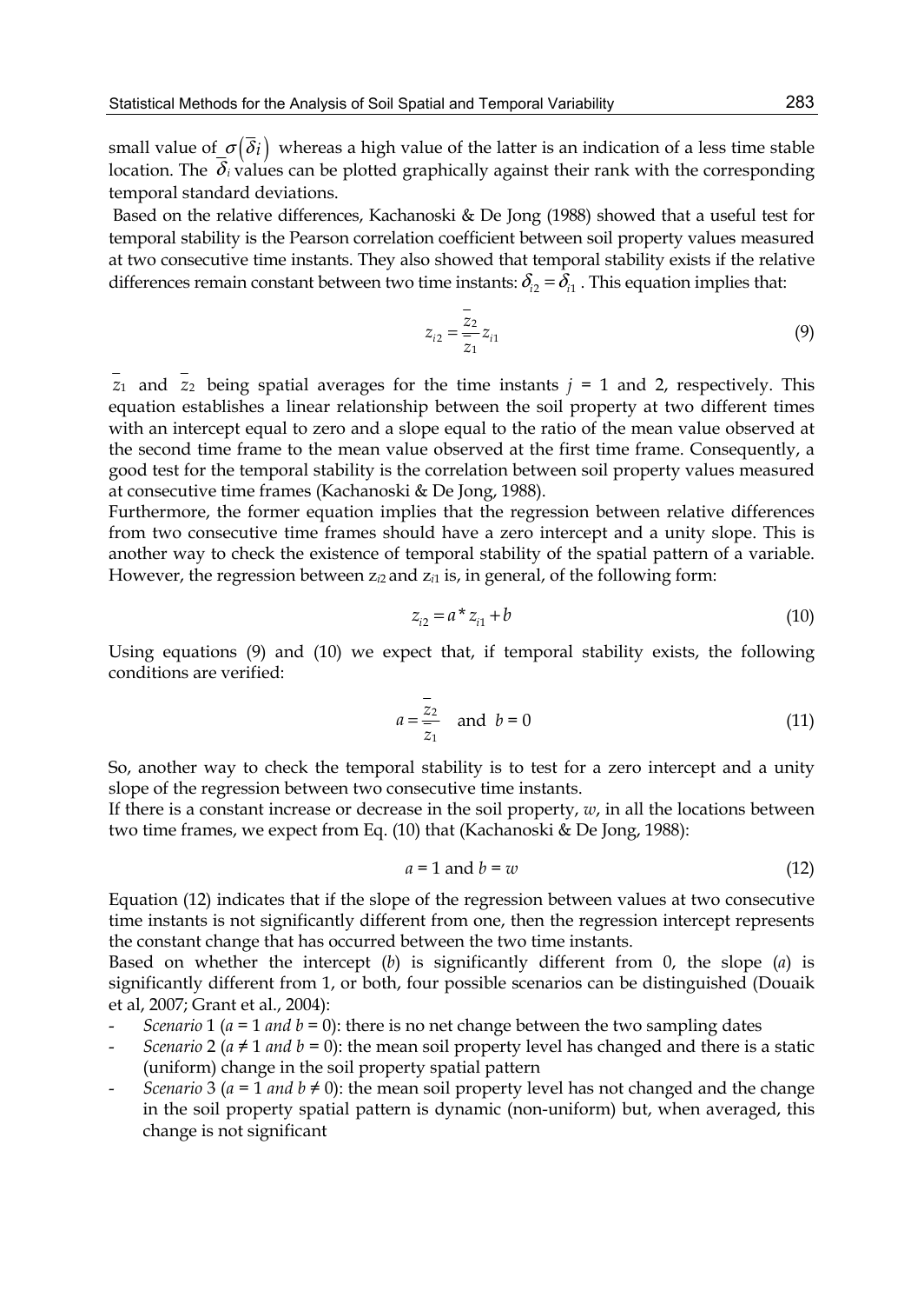small value of $\sigma(\overline{\delta}i)$ whereas a high value of the latter is an indication of a less time stable location. The $\overline{\delta}_i$ values can be plotted graphically against their rank with the corresponding temporal standard deviations.

Based on the relative differences, Kachanoski & De Jong (1988) showed that a useful test for temporal stability is the Pearson correlation coefficient between soil property values measured at two consecutive time instants. They also showed that temporal stability exists if the relative differences remain constant between two time instants: $\delta_{i2} = \delta_{i1}$ . This equation implies that:

$$z_{i2} = \frac{\overline{z}_2}{\overline{z}_1} z_{i1} \tag{9}$$

$\overline{z}_1$ and $\overline{z}_2$ being spatial averages for the time instants $j$ = 1 and 2, respectively. This equation establishes a linear relationship between the soil property at two different times with an intercept equal to zero and a slope equal to the ratio of the mean value observed at the second time frame to the mean value observed at the first time frame. Consequently, a good test for the temporal stability is the correlation between soil property values measured at consecutive time frames (Kachanoski & De Jong, 1988).

Furthermore, the former equation implies that the regression between relative differences from two consecutive time frames should have a zero intercept and a unity slope. This is another way to check the existence of temporal stability of the spatial pattern of a variable. However, the regression between $z_{i2}$ and $z_{i1}$ is, in general, of the following form:

$$z_{i2} = a * z_{i1} + b \tag{10}$$

Using equations (9) and (10) we expect that, if temporal stability exists, the following conditions are verified:

$$a = \frac{\overline{z}_2}{\overline{z}_1} \quad \text{and} \quad b = 0 \tag{11}$$

So, another way to check the temporal stability is to test for a zero intercept and a unity slope of the regression between two consecutive time instants.

If there is a constant increase or decrease in the soil property, $w$, in all the locations between two time frames, we expect from Eq. (10) that (Kachanoski & De Jong, 1988):

$$a = 1 \text{ and } b = w \tag{12}$$

Equation (12) indicates that if the slope of the regression between values at two consecutive time instants is not significantly different from one, then the regression intercept represents the constant change that has occurred between the two time instants.

Based on whether the intercept ($b$) is significantly different from 0, the slope ($a$) is significantly different from 1, or both, four possible scenarios can be distinguished (Douaik et al, 2007; Grant et al., 2004):

- *Scenario* 1 ($a = 1$ *and* $b = 0$): there is no net change between the two sampling dates
- *Scenario* 2 ($a \neq 1$ *and* $b = 0$): the mean soil property level has changed and there is a static (uniform) change in the soil property spatial pattern
- *Scenario* 3 ($a = 1$ *and* $b \neq 0$): the mean soil property level has not changed and the change in the soil property spatial pattern is dynamic (non-uniform) but, when averaged, this change is not significant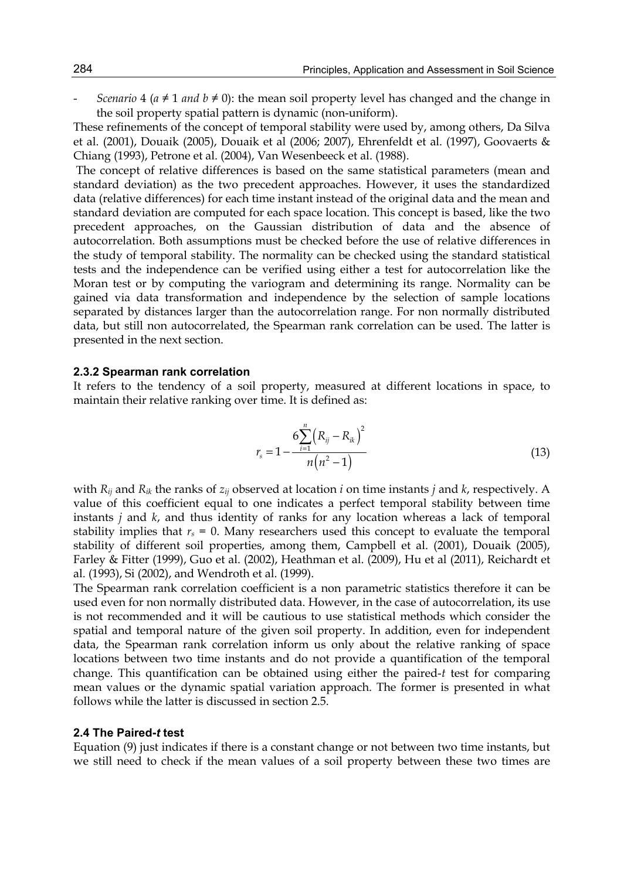- *Scenario* 4 ($a \neq 1$ *and* $b \neq 0$): the mean soil property level has changed and the change in the soil property spatial pattern is dynamic (non-uniform).

These refinements of the concept of temporal stability were used by, among others, Da Silva et al. (2001), Douaik (2005), Douaik et al (2006; 2007), Ehrenfeldt et al. (1997), Goovaerts & Chiang (1993), Petrone et al. (2004), Van Wesenbeeck et al. (1988).

The concept of relative differences is based on the same statistical parameters (mean and standard deviation) as the two precedent approaches. However, it uses the standardized data (relative differences) for each time instant instead of the original data and the mean and standard deviation are computed for each space location. This concept is based, like the two precedent approaches, on the Gaussian distribution of data and the absence of autocorrelation. Both assumptions must be checked before the use of relative differences in the study of temporal stability. The normality can be checked using the standard statistical tests and the independence can be verified using either a test for autocorrelation like the Moran test or by computing the variogram and determining its range. Normality can be gained via data transformation and independence by the selection of sample locations separated by distances larger than the autocorrelation range. For non normally distributed data, but still non autocorrelated, the Spearman rank correlation can be used. The latter is presented in the next section.

### 2.3.2 Spearman rank correlation

It refers to the tendency of a soil property, measured at different locations in space, to maintain their relative ranking over time. It is defined as:

$$r_s = 1 - \frac{6\sum_{i=1}^{n}\left(R_{ij} - R_{ik}\right)^2}{n\left(n^2 - 1\right)} \tag{13}$$

with $R_{ij}$ and $R_{ik}$ the ranks of $z_{ij}$ observed at location $i$ on time instants $j$ and $k$, respectively. A value of this coefficient equal to one indicates a perfect temporal stability between time instants $j$ and $k$, and thus identity of ranks for any location whereas a lack of temporal stability implies that $r_s = 0$. Many researchers used this concept to evaluate the temporal stability of different soil properties, among them, Campbell et al. (2001), Douaik (2005), Farley & Fitter (1999), Guo et al. (2002), Heathman et al. (2009), Hu et al (2011), Reichardt et al. (1993), Si (2002), and Wendroth et al. (1999).

The Spearman rank correlation coefficient is a non parametric statistics therefore it can be used even for non normally distributed data. However, in the case of autocorrelation, its use is not recommended and it will be cautious to use statistical methods which consider the spatial and temporal nature of the given soil property. In addition, even for independent data, the Spearman rank correlation inform us only about the relative ranking of space locations between two time instants and do not provide a quantification of the temporal change. This quantification can be obtained using either the paired-*t* test for comparing mean values or the dynamic spatial variation approach. The former is presented in what follows while the latter is discussed in section 2.5.

## 2.4 The Paired-*t* test

Equation (9) just indicates if there is a constant change or not between two time instants, but we still need to check if the mean values of a soil property between these two times are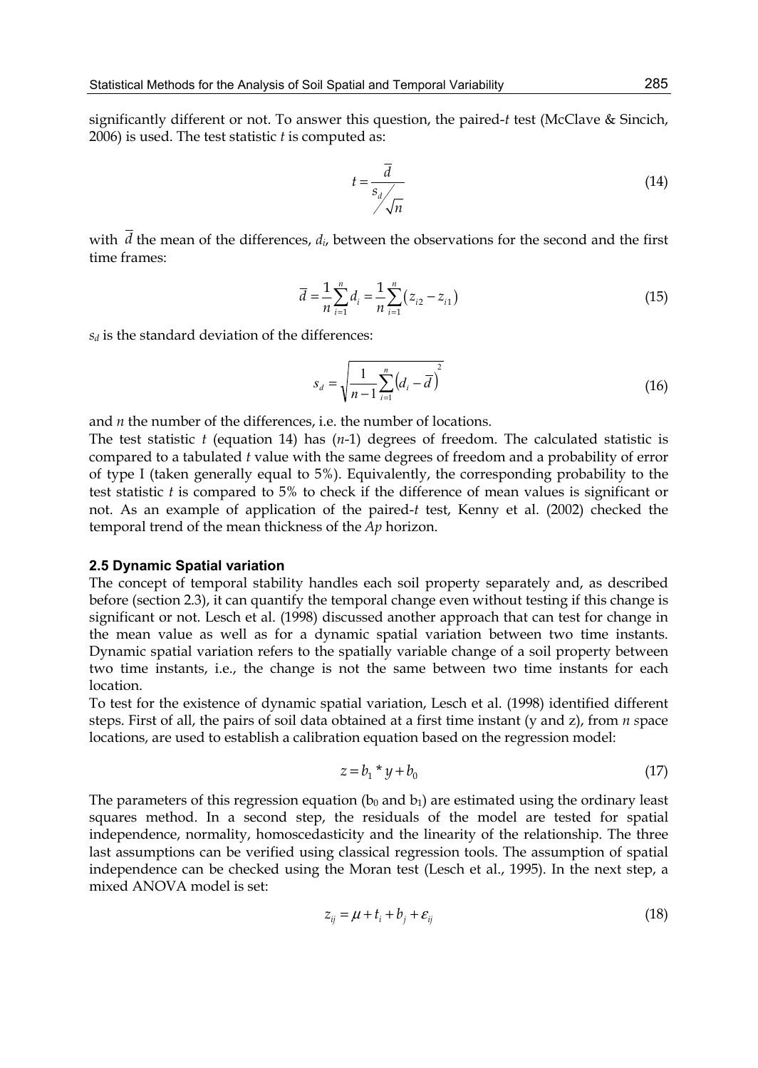significantly different or not. To answer this question, the paired-*t* test (McClave & Sincich, 2006) is used. The test statistic *t* is computed as:

$$t = \frac{\overline{d}}{s_d / \sqrt{n}} \tag{14}$$

with $\overline{d}$ the mean of the differences, $d_i$, between the observations for the second and the first time frames:

$$\overline{d} = \frac{1}{n}\sum_{i=1}^{n} d_i = \frac{1}{n}\sum_{i=1}^{n}\left(z_{i2} - z_{i1}\right) \tag{15}$$

$s_d$ is the standard deviation of the differences:

$$s_d = \sqrt{\frac{1}{n-1}\sum_{i=1}^{n}\left(d_i - \overline{d}\right)^2} \tag{16}$$

and *n* the number of the differences, i.e. the number of locations.

The test statistic *t* (equation 14) has ($n$-1) degrees of freedom. The calculated statistic is compared to a tabulated *t* value with the same degrees of freedom and a probability of error of type I (taken generally equal to 5%). Equivalently, the corresponding probability to the test statistic *t* is compared to 5% to check if the difference of mean values is significant or not. As an example of application of the paired-*t* test, Kenny et al. (2002) checked the temporal trend of the mean thickness of the *Ap* horizon.

### 2.5 Dynamic Spatial variation

The concept of temporal stability handles each soil property separately and, as described before (section 2.3), it can quantify the temporal change even without testing if this change is significant or not. Lesch et al. (1998) discussed another approach that can test for change in the mean value as well as for a dynamic spatial variation between two time instants. Dynamic spatial variation refers to the spatially variable change of a soil property between two time instants, i.e., the change is not the same between two time instants for each location.

To test for the existence of dynamic spatial variation, Lesch et al. (1998) identified different steps. First of all, the pairs of soil data obtained at a first time instant (y and z), from *n* space locations, are used to establish a calibration equation based on the regression model:

$$z = b_1 * y + b_0 \tag{17}$$

The parameters of this regression equation ($b_0$ and $b_1$) are estimated using the ordinary least squares method. In a second step, the residuals of the model are tested for spatial independence, normality, homoscedasticity and the linearity of the relationship. The three last assumptions can be verified using classical regression tools. The assumption of spatial independence can be checked using the Moran test (Lesch et al., 1995). In the next step, a mixed ANOVA model is set:

$$z_{ij} = \mu + t_i + b_j + \varepsilon_{ij} \tag{18}$$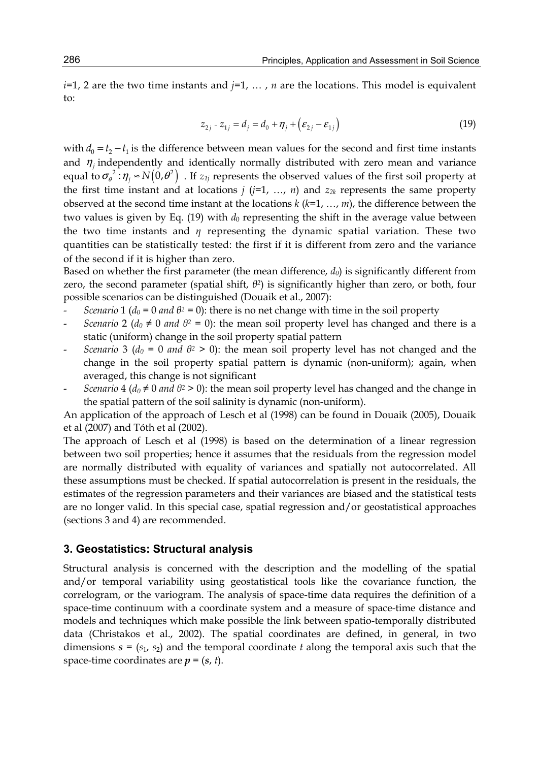$i$=1, 2 are the two time instants and $j$=1, … , $n$ are the locations. This model is equivalent to:

$$z_{2j} - z_{1j} = d_j = d_0 + \eta_j + \left(\varepsilon_{2j} - \varepsilon_{1j}\right) \tag{19}$$

with $d_0 = t_2 - t_1$ is the difference between mean values for the second and first time instants and $\eta_j$ independently and identically normally distributed with zero mean and variance equal to $\sigma_\theta^2 : \eta_j \approx N\left(0, \theta^2\right)$ . If $z_{1j}$ represents the observed values of the first soil property at the first time instant and at locations $j$ ($j$=1, …, $n$) and $z_{2k}$ represents the same property observed at the second time instant at the locations $k$ ($k$=1, …, $m$), the difference between the two values is given by Eq. (19) with $d_0$ representing the shift in the average value between the two time instants and $\eta$ representing the dynamic spatial variation. These two quantities can be statistically tested: the first if it is different from zero and the variance of the second if it is higher than zero.

Based on whether the first parameter (the mean difference, $d_0$) is significantly different from zero, the second parameter (spatial shift, $\theta^2$) is significantly higher than zero, or both, four possible scenarios can be distinguished (Douaik et al., 2007):

- *Scenario* 1 ($d_0 = 0$ *and* $\theta^2 = 0$): there is no net change with time in the soil property
- *Scenario* 2 ($d_0 \neq 0$ *and* $\theta^2 = 0$): the mean soil property level has changed and there is a static (uniform) change in the soil property spatial pattern
- *Scenario* 3 ($d_0 = 0$ *and* $\theta^2 > 0$): the mean soil property level has not changed and the change in the soil property spatial pattern is dynamic (non-uniform); again, when averaged, this change is not significant
- *Scenario* 4 ($d_0 \neq 0$ *and* $\theta^2 > 0$): the mean soil property level has changed and the change in the spatial pattern of the soil salinity is dynamic (non-uniform).

An application of the approach of Lesch et al (1998) can be found in Douaik (2005), Douaik et al (2007) and Tóth et al (2002).

The approach of Lesch et al (1998) is based on the determination of a linear regression between two soil properties; hence it assumes that the residuals from the regression model are normally distributed with equality of variances and spatially not autocorrelated. All these assumptions must be checked. If spatial autocorrelation is present in the residuals, the estimates of the regression parameters and their variances are biased and the statistical tests are no longer valid. In this special case, spatial regression and/or geostatistical approaches (sections 3 and 4) are recommended.

## 3. Geostatistics: Structural analysis

Structural analysis is concerned with the description and the modelling of the spatial and/or temporal variability using geostatistical tools like the covariance function, the correlogram, or the variogram. The analysis of space-time data requires the definition of a space-time continuum with a coordinate system and a measure of space-time distance and models and techniques which make possible the link between spatio-temporally distributed data (Christakos et al., 2002). The spatial coordinates are defined, in general, in two dimensions $\boldsymbol{s} = (s_1, s_2)$ and the temporal coordinate $t$ along the temporal axis such that the space-time coordinates are $\boldsymbol{p} = (\boldsymbol{s}, t)$.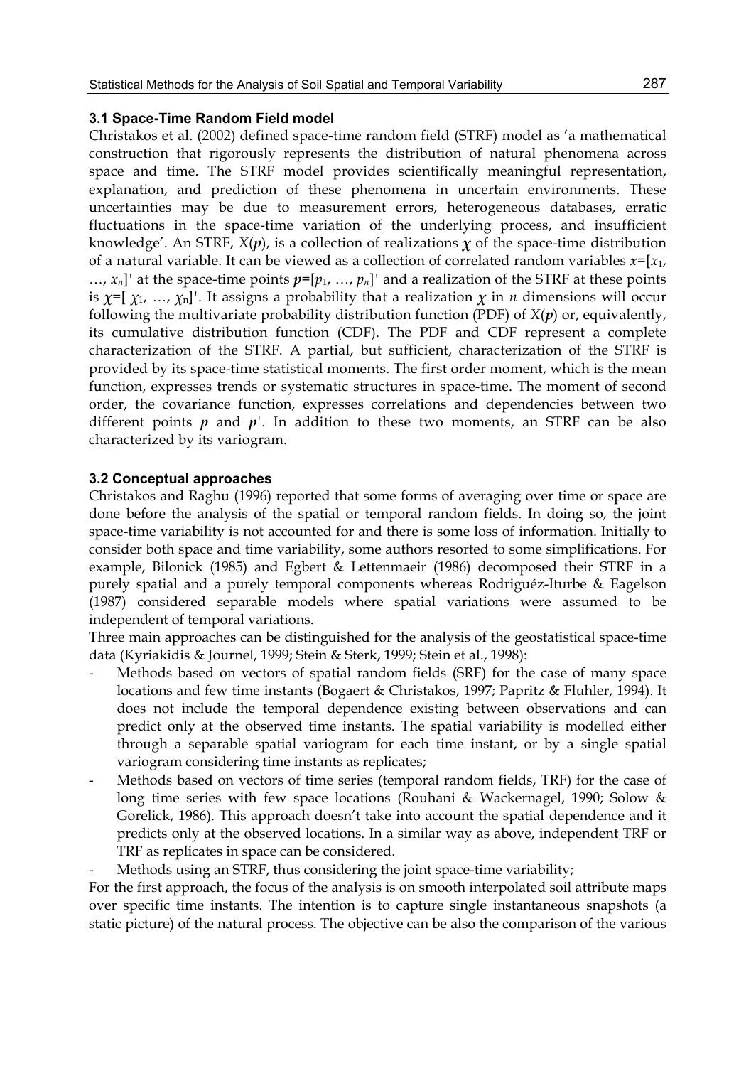### 3.1 Space-Time Random Field model

Christakos et al. (2002) defined space-time random field (STRF) model as 'a mathematical construction that rigorously represents the distribution of natural phenomena across space and time. The STRF model provides scientifically meaningful representation, explanation, and prediction of these phenomena in uncertain environments. These uncertainties may be due to measurement errors, heterogeneous databases, erratic fluctuations in the space-time variation of the underlying process, and insufficient knowledge'. An STRF, $X(\boldsymbol{p})$, is a collection of realizations $\boldsymbol{\chi}$ of the space-time distribution of a natural variable. It can be viewed as a collection of correlated random variables $\boldsymbol{x}=[x_1, \ldots, x_n]'$ at the space-time points $\boldsymbol{p}=[p_1, \ldots, p_n]'$ and a realization of the STRF at these points is $\boldsymbol{\chi}=[\chi_1, \ldots, \chi_n]'$. It assigns a probability that a realization $\boldsymbol{\chi}$ in $n$ dimensions will occur following the multivariate probability distribution function (PDF) of $X(\boldsymbol{p})$ or, equivalently, its cumulative distribution function (CDF). The PDF and CDF represent a complete characterization of the STRF. A partial, but sufficient, characterization of the STRF is provided by its space-time statistical moments. The first order moment, which is the mean function, expresses trends or systematic structures in space-time. The moment of second order, the covariance function, expresses correlations and dependencies between two different points $\boldsymbol{p}$ and $\boldsymbol{p}'$. In addition to these two moments, an STRF can be also characterized by its variogram.

### 3.2 Conceptual approaches

Christakos and Raghu (1996) reported that some forms of averaging over time or space are done before the analysis of the spatial or temporal random fields. In doing so, the joint space-time variability is not accounted for and there is some loss of information. Initially to consider both space and time variability, some authors resorted to some simplifications. For example, Bilonick (1985) and Egbert & Lettenmaeir (1986) decomposed their STRF in a purely spatial and a purely temporal components whereas Rodriguéz-Iturbe & Eagelson (1987) considered separable models where spatial variations were assumed to be independent of temporal variations.

Three main approaches can be distinguished for the analysis of the geostatistical space-time data (Kyriakidis & Journel, 1999; Stein & Sterk, 1999; Stein et al., 1998):

- Methods based on vectors of spatial random fields (SRF) for the case of many space locations and few time instants (Bogaert & Christakos, 1997; Papritz & Fluhler, 1994). It does not include the temporal dependence existing between observations and can predict only at the observed time instants. The spatial variability is modelled either through a separable spatial variogram for each time instant, or by a single spatial variogram considering time instants as replicates;
- Methods based on vectors of time series (temporal random fields, TRF) for the case of long time series with few space locations (Rouhani & Wackernagel, 1990; Solow & Gorelick, 1986). This approach doesn't take into account the spatial dependence and it predicts only at the observed locations. In a similar way as above, independent TRF or TRF as replicates in space can be considered.
- Methods using an STRF, thus considering the joint space-time variability;

For the first approach, the focus of the analysis is on smooth interpolated soil attribute maps over specific time instants. The intention is to capture single instantaneous snapshots (a static picture) of the natural process. The objective can be also the comparison of the various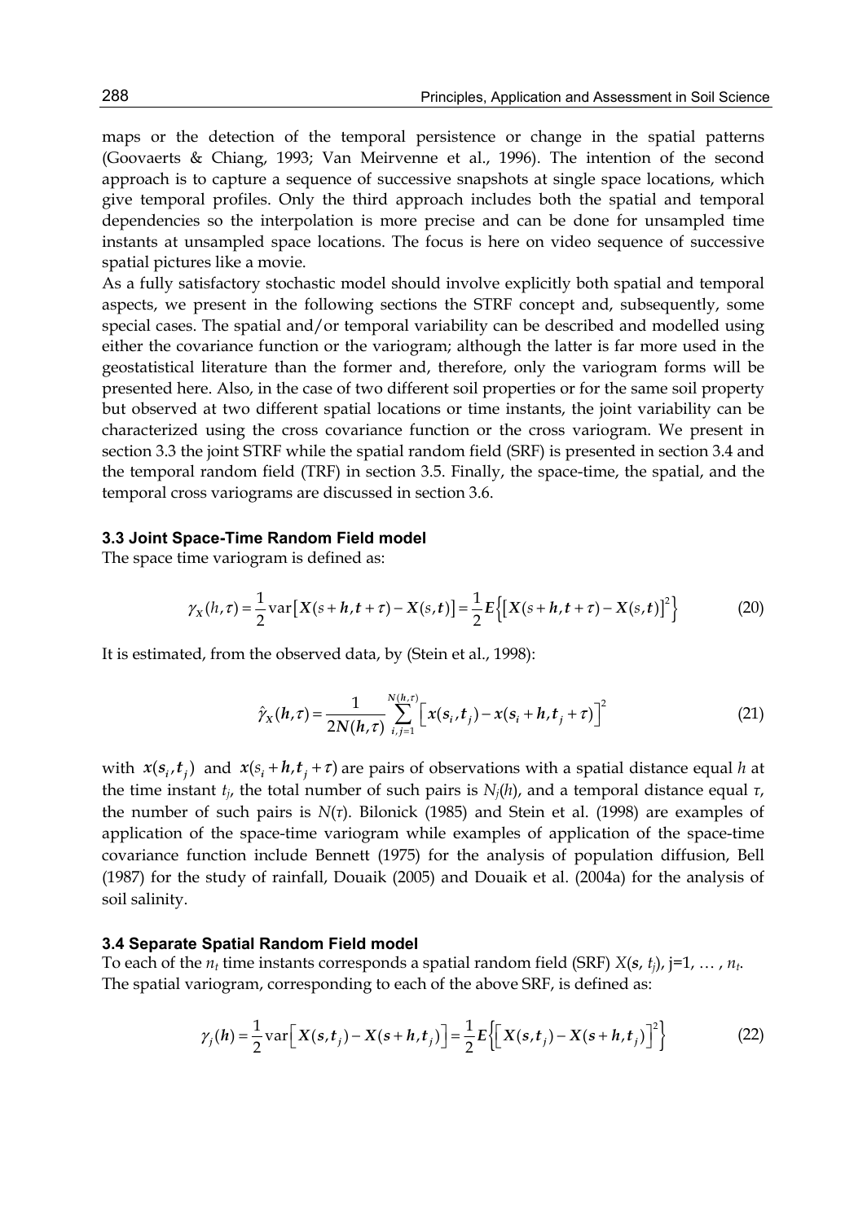maps or the detection of the temporal persistence or change in the spatial patterns (Goovaerts & Chiang, 1993; Van Meirvenne et al., 1996). The intention of the second approach is to capture a sequence of successive snapshots at single space locations, which give temporal profiles. Only the third approach includes both the spatial and temporal dependencies so the interpolation is more precise and can be done for unsampled time instants at unsampled space locations. The focus is here on video sequence of successive spatial pictures like a movie.

As a fully satisfactory stochastic model should involve explicitly both spatial and temporal aspects, we present in the following sections the STRF concept and, subsequently, some special cases. The spatial and/or temporal variability can be described and modelled using either the covariance function or the variogram; although the latter is far more used in the geostatistical literature than the former and, therefore, only the variogram forms will be presented here. Also, in the case of two different soil properties or for the same soil property but observed at two different spatial locations or time instants, the joint variability can be characterized using the cross covariance function or the cross variogram. We present in section 3.3 the joint STRF while the spatial random field (SRF) is presented in section 3.4 and the temporal random field (TRF) in section 3.5. Finally, the space-time, the spatial, and the temporal cross variograms are discussed in section 3.6.

### 3.3 Joint Space-Time Random Field model

The space time variogram is defined as:

$$\gamma_X(h,\tau) = \frac{1}{2}\operatorname{var}\left[\boldsymbol{X}(s+\boldsymbol{h},\boldsymbol{t}+\tau) - \boldsymbol{X}(s,\boldsymbol{t})\right] = \frac{1}{2}\boldsymbol{E}\left\{\left[\boldsymbol{X}(s+\boldsymbol{h},\boldsymbol{t}+\tau) - \boldsymbol{X}(s,\boldsymbol{t})\right]^2\right\} \tag{20}$$

It is estimated, from the observed data, by (Stein et al., 1998):

$$\hat{\gamma}_X(\boldsymbol{h},\tau) = \frac{1}{2\boldsymbol{N}(\boldsymbol{h},\tau)} \sum_{i,j=1}^{\boldsymbol{N}(\boldsymbol{h},\tau)} \left[\boldsymbol{x}(\boldsymbol{s}_i,\boldsymbol{t}_j) - \boldsymbol{x}(\boldsymbol{s}_i+\boldsymbol{h},\boldsymbol{t}_j+\tau)\right]^2 \tag{21}$$

with $\boldsymbol{x}(\boldsymbol{s}_i,\boldsymbol{t}_j)$ and $\boldsymbol{x}(s_i+\boldsymbol{h},\boldsymbol{t}_j+\tau)$ are pairs of observations with a spatial distance equal $h$ at the time instant $t_j$, the total number of such pairs is $N_j(h)$, and a temporal distance equal $\tau$, the number of such pairs is $N(\tau)$. Bilonick (1985) and Stein et al. (1998) are examples of application of the space-time variogram while examples of application of the space-time covariance function include Bennett (1975) for the analysis of population diffusion, Bell (1987) for the study of rainfall, Douaik (2005) and Douaik et al. (2004a) for the analysis of soil salinity.

### 3.4 Separate Spatial Random Field model

To each of the $n_t$ time instants corresponds a spatial random field (SRF) $X(\boldsymbol{s}, t_j)$, j=1, … , $n_t$. The spatial variogram, corresponding to each of the above SRF, is defined as:

$$\gamma_j(\boldsymbol{h}) = \frac{1}{2}\operatorname{var}\left[\boldsymbol{X}(s,\boldsymbol{t}_j) - \boldsymbol{X}(\boldsymbol{s}+\boldsymbol{h},\boldsymbol{t}_j)\right] = \frac{1}{2}\boldsymbol{E}\left\{\left[\boldsymbol{X}(s,\boldsymbol{t}_j) - \boldsymbol{X}(\boldsymbol{s}+\boldsymbol{h},\boldsymbol{t}_j)\right]^2\right\} \tag{22}$$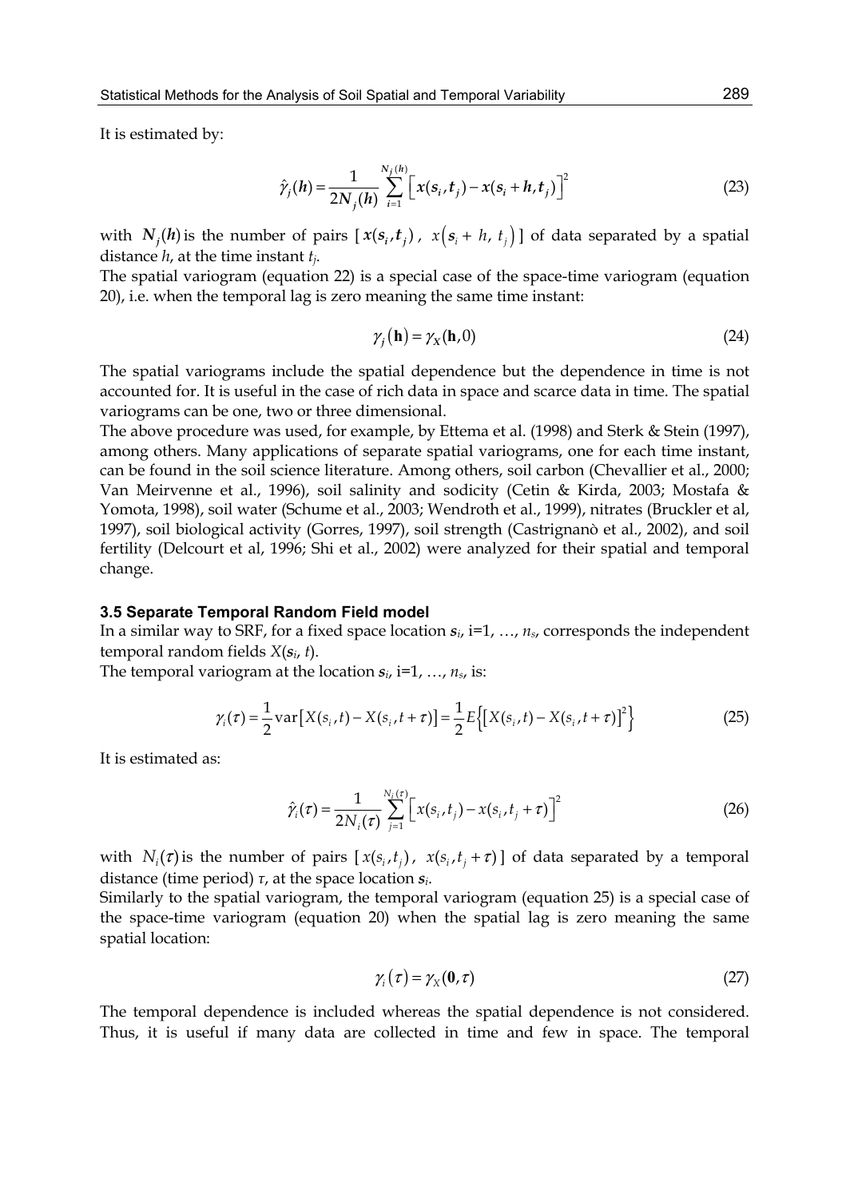It is estimated by:

$$\hat{\gamma}_j(\boldsymbol{h}) = \frac{1}{2\boldsymbol{N}_j(\boldsymbol{h})} \sum_{i=1}^{\boldsymbol{N}_j(\boldsymbol{h})} \left[ \boldsymbol{x}(\boldsymbol{s}_i, \boldsymbol{t}_j) - \boldsymbol{x}(\boldsymbol{s}_i + \boldsymbol{h}, \boldsymbol{t}_j) \right]^2 \tag{23}$$

with $\boldsymbol{N}_j(\boldsymbol{h})$ is the number of pairs $[\boldsymbol{x}(\boldsymbol{s}_i, \boldsymbol{t}_j)$, $x(\boldsymbol{s}_i + h, t_j)]$ of data separated by a spatial distance $h$, at the time instant $t_j$.

The spatial variogram (equation 22) is a special case of the space-time variogram (equation 20), i.e. when the temporal lag is zero meaning the same time instant:

$$\gamma_j(\mathbf{h}) = \gamma_X(\mathbf{h}, 0) \tag{24}$$

The spatial variograms include the spatial dependence but the dependence in time is not accounted for. It is useful in the case of rich data in space and scarce data in time. The spatial variograms can be one, two or three dimensional.

The above procedure was used, for example, by Ettema et al. (1998) and Sterk & Stein (1997), among others. Many applications of separate spatial variograms, one for each time instant, can be found in the soil science literature. Among others, soil carbon (Chevallier et al., 2000; Van Meirvenne et al., 1996), soil salinity and sodicity (Cetin & Kirda, 2003; Mostafa & Yomota, 1998), soil water (Schume et al., 2003; Wendroth et al., 1999), nitrates (Bruckler et al, 1997), soil biological activity (Gorres, 1997), soil strength (Castrignanò et al., 2002), and soil fertility (Delcourt et al, 1996; Shi et al., 2002) were analyzed for their spatial and temporal change.

### 3.5 Separate Temporal Random Field model

In a similar way to SRF, for a fixed space location $\boldsymbol{s}_i$, i=1, …, $n_s$, corresponds the independent temporal random fields $X(\boldsymbol{s}_i, t)$.

The temporal variogram at the location $\boldsymbol{s}_i$, i=1, …, $n_s$, is:

$$\gamma_i(\tau) = \frac{1}{2}\operatorname{var}\left[X(s_i, t) - X(s_i, t+\tau)\right] = \frac{1}{2}E\left\{\left[X(s_i, t) - X(s_i, t+\tau)\right]^2\right\} \tag{25}$$

It is estimated as:

$$\hat{\gamma}_i(\tau) = \frac{1}{2N_i(\tau)} \sum_{j=1}^{N_i(\tau)} \left[ x(s_i, t_j) - x(s_i, t_j + \tau) \right]^2 \tag{26}$$

with $N_i(\tau)$ is the number of pairs $[x(s_i, t_j)$, $x(s_i, t_j + \tau)]$ of data separated by a temporal distance (time period) $\tau$, at the space location $\boldsymbol{s}_i$.

Similarly to the spatial variogram, the temporal variogram (equation 25) is a special case of the space-time variogram (equation 20) when the spatial lag is zero meaning the same spatial location:

$$\gamma_i(\tau) = \gamma_X(\mathbf{0}, \tau) \tag{27}$$

The temporal dependence is included whereas the spatial dependence is not considered. Thus, it is useful if many data are collected in time and few in space. The temporal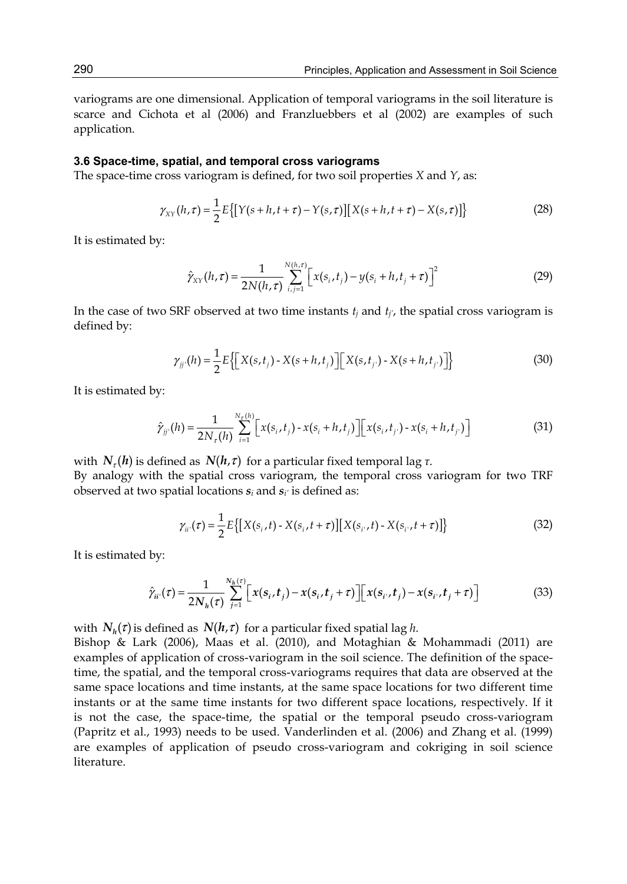variograms are one dimensional. Application of temporal variograms in the soil literature is scarce and Cichota et al (2006) and Franzluebbers et al (2002) are examples of such application.

### 3.6 Space-time, spatial, and temporal cross variograms

The space-time cross variogram is defined, for two soil properties $X$ and $Y$, as:

$$\gamma_{XY}(h,\tau) = \frac{1}{2} E\{[Y(s+h,t+\tau) - Y(s,\tau)][X(s+h,t+\tau) - X(s,\tau)]\} \tag{28}$$

It is estimated by:

$$\hat{\gamma}_{XY}(h,\tau) = \frac{1}{2N(h,\tau)} \sum_{i,j=1}^{N(h,\tau)} \left[ x(s_i,t_j) - y(s_i+h,t_j+\tau) \right]^2 \tag{29}$$

In the case of two SRF observed at two time instants $t_j$ and $t_{j'}$, the spatial cross variogram is defined by:

$$\gamma_{jj'}(h) = \frac{1}{2} E\left\{ \left[ X(s,t_j) - X(s+h,t_j) \right] \left[ X(s,t_{j'}) - X(s+h,t_{j'}) \right] \right\} \tag{30}$$

It is estimated by:

$$\hat{\gamma}_{jj'}(h) = \frac{1}{2N_\tau(h)} \sum_{i=1}^{N_\tau(h)} \left[ x(s_i,t_j) - x(s_i+h,t_j) \right] \left[ x(s_i,t_{j'}) - x(s_i+h,t_{j'}) \right] \tag{31}$$

with $N_\tau(h)$ is defined as $N(h,\tau)$ for a particular fixed temporal lag $\tau$.
By analogy with the spatial cross variogram, the temporal cross variogram for two TRF observed at two spatial locations $s_i$ and $s_{i'}$ is defined as:

$$\gamma_{ii'}(\tau) = \frac{1}{2} E\{[X(s_i,t) - X(s_i,t+\tau)][X(s_{i'},t) - X(s_{i'},t+\tau)]\} \tag{32}$$

It is estimated by:

$$\hat{\gamma}_{ii'}(\tau) = \frac{1}{2N_h(\tau)} \sum_{j=1}^{N_h(\tau)} \left[ x(s_i,t_j) - x(s_i,t_j+\tau) \right] \left[ x(s_{i'},t_j) - x(s_{i'},t_j+\tau) \right] \tag{33}$$

with $N_h(\tau)$ is defined as $N(h,\tau)$ for a particular fixed spatial lag $h$.
Bishop & Lark (2006), Maas et al. (2010), and Motaghian & Mohammadi (2011) are examples of application of cross-variogram in the soil science. The definition of the space-time, the spatial, and the temporal cross-variograms requires that data are observed at the same space locations and time instants, at the same space locations for two different time instants or at the same time instants for two different space locations, respectively. If it is not the case, the space-time, the spatial or the temporal pseudo cross-variogram (Papritz et al., 1993) needs to be used. Vanderlinden et al. (2006) and Zhang et al. (1999) are examples of application of pseudo cross-variogram and cokriging in soil science literature.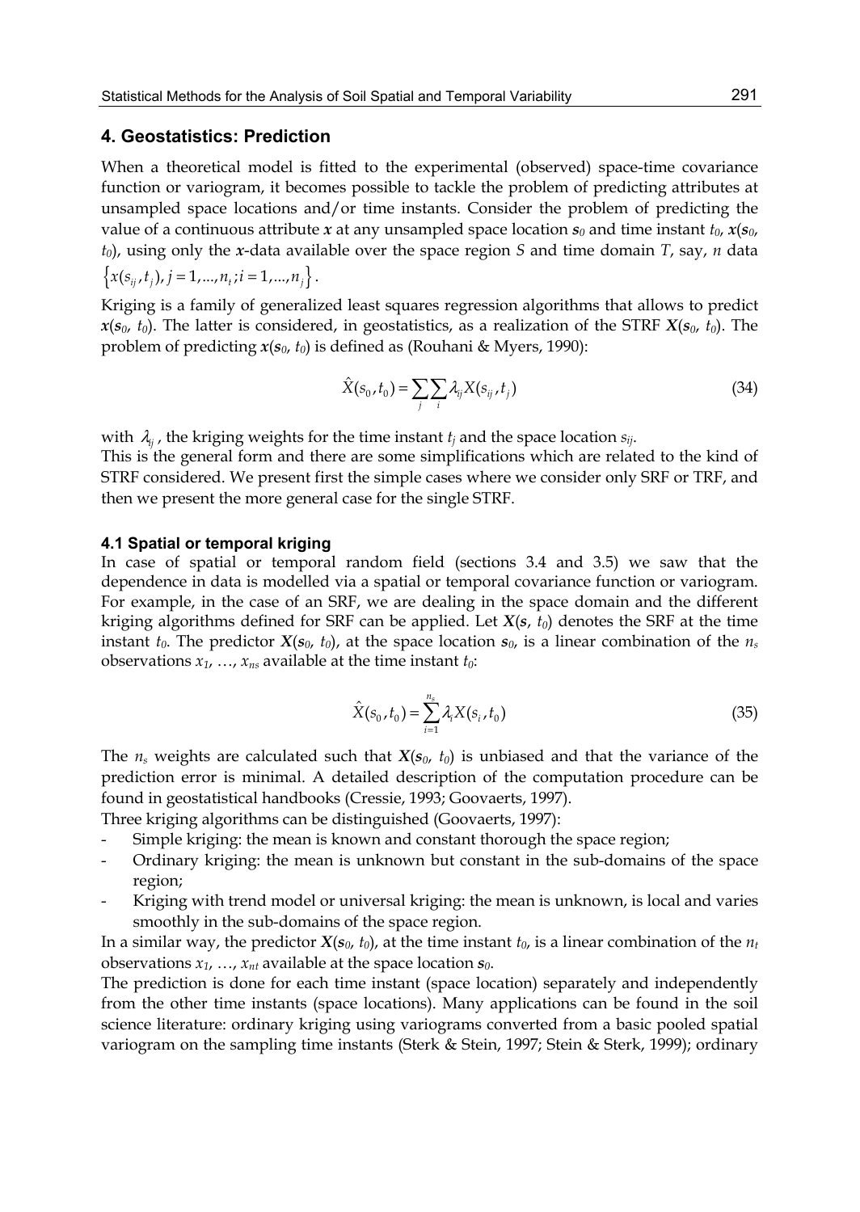## 4. Geostatistics: Prediction

When a theoretical model is fitted to the experimental (observed) space-time covariance function or variogram, it becomes possible to tackle the problem of predicting attributes at unsampled space locations and/or time instants. Consider the problem of predicting the value of a continuous attribute $\boldsymbol{x}$ at any unsampled space location $\boldsymbol{s}_0$ and time instant $t_0$, $\boldsymbol{x}(\boldsymbol{s}_0, t_0)$, using only the $\boldsymbol{x}$-data available over the space region $S$ and time domain $T$, say, $n$ data $\left\{x(s_{ij}, t_j), j = 1, ..., n_t; i = 1, ..., n_j\right\}$.

Kriging is a family of generalized least squares regression algorithms that allows to predict $\boldsymbol{x}(\boldsymbol{s}_0, t_0)$. The latter is considered, in geostatistics, as a realization of the STRF $\boldsymbol{X}(\boldsymbol{s}_0, t_0)$. The problem of predicting $\boldsymbol{x}(\boldsymbol{s}_0, t_0)$ is defined as (Rouhani & Myers, 1990):

$$\hat{X}(s_0, t_0) = \sum_j \sum_i \lambda_{ij} X(s_{ij}, t_j) \tag{34}$$

with $\lambda_{ij}$, the kriging weights for the time instant $t_j$ and the space location $s_{ij}$.

This is the general form and there are some simplifications which are related to the kind of STRF considered. We present first the simple cases where we consider only SRF or TRF, and then we present the more general case for the single STRF.

### 4.1 Spatial or temporal kriging

In case of spatial or temporal random field (sections 3.4 and 3.5) we saw that the dependence in data is modelled via a spatial or temporal covariance function or variogram. For example, in the case of an SRF, we are dealing in the space domain and the different kriging algorithms defined for SRF can be applied. Let $\boldsymbol{X}(\boldsymbol{s}, t_0)$ denotes the SRF at the time instant $t_0$. The predictor $\boldsymbol{X}(\boldsymbol{s}_0, t_0)$, at the space location $\boldsymbol{s}_0$, is a linear combination of the $n_s$ observations $x_1, \ldots, x_{ns}$ available at the time instant $t_0$:

$$\hat{X}(s_0, t_0) = \sum_{i=1}^{n_s} \lambda_i X(s_i, t_0) \tag{35}$$

The $n_s$ weights are calculated such that $\boldsymbol{X}(\boldsymbol{s}_0, t_0)$ is unbiased and that the variance of the prediction error is minimal. A detailed description of the computation procedure can be found in geostatistical handbooks (Cressie, 1993; Goovaerts, 1997).

Three kriging algorithms can be distinguished (Goovaerts, 1997):

- Simple kriging: the mean is known and constant thorough the space region;
- Ordinary kriging: the mean is unknown but constant in the sub-domains of the space region;
- Kriging with trend model or universal kriging: the mean is unknown, is local and varies smoothly in the sub-domains of the space region.

In a similar way, the predictor $\boldsymbol{X}(\boldsymbol{s}_0, t_0)$, at the time instant $t_0$, is a linear combination of the $n_t$ observations $x_1, \ldots, x_{nt}$ available at the space location $\boldsymbol{s}_0$.

The prediction is done for each time instant (space location) separately and independently from the other time instants (space locations). Many applications can be found in the soil science literature: ordinary kriging using variograms converted from a basic pooled spatial variogram on the sampling time instants (Sterk & Stein, 1997; Stein & Sterk, 1999); ordinary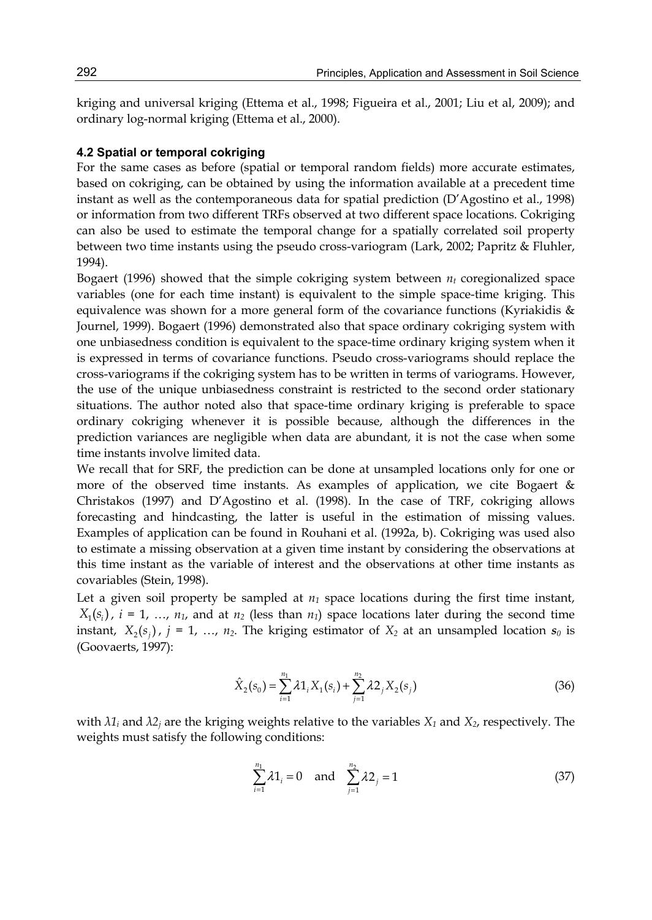kriging and universal kriging (Ettema et al., 1998; Figueira et al., 2001; Liu et al, 2009); and ordinary log-normal kriging (Ettema et al., 2000).

### 4.2 Spatial or temporal cokriging

For the same cases as before (spatial or temporal random fields) more accurate estimates, based on cokriging, can be obtained by using the information available at a precedent time instant as well as the contemporaneous data for spatial prediction (D'Agostino et al., 1998) or information from two different TRFs observed at two different space locations. Cokriging can also be used to estimate the temporal change for a spatially correlated soil property between two time instants using the pseudo cross-variogram (Lark, 2002; Papritz & Fluhler, 1994).

Bogaert (1996) showed that the simple cokriging system between $n_t$ coregionalized space variables (one for each time instant) is equivalent to the simple space-time kriging. This equivalence was shown for a more general form of the covariance functions (Kyriakidis & Journel, 1999). Bogaert (1996) demonstrated also that space ordinary cokriging system with one unbiasedness condition is equivalent to the space-time ordinary kriging system when it is expressed in terms of covariance functions. Pseudo cross-variograms should replace the cross-variograms if the cokriging system has to be written in terms of variograms. However, the use of the unique unbiasedness constraint is restricted to the second order stationary situations. The author noted also that space-time ordinary kriging is preferable to space ordinary cokriging whenever it is possible because, although the differences in the prediction variances are negligible when data are abundant, it is not the case when some time instants involve limited data.

We recall that for SRF, the prediction can be done at unsampled locations only for one or more of the observed time instants. As examples of application, we cite Bogaert & Christakos (1997) and D'Agostino et al. (1998). In the case of TRF, cokriging allows forecasting and hindcasting, the latter is useful in the estimation of missing values. Examples of application can be found in Rouhani et al. (1992a, b). Cokriging was used also to estimate a missing observation at a given time instant by considering the observations at this time instant as the variable of interest and the observations at other time instants as covariables (Stein, 1998).

Let a given soil property be sampled at $n_1$ space locations during the first time instant, $X_1(s_i)$, $i$ = 1, …, $n_1$, and at $n_2$ (less than $n_1$) space locations later during the second time instant, $X_2(s_j)$, $j$ = 1, …, $n_2$. The kriging estimator of $X_2$ at an unsampled location $s_0$ is (Goovaerts, 1997):

$$\hat{X}_2(s_0) = \sum_{i=1}^{n_1} \lambda 1_i X_1(s_i) + \sum_{j=1}^{n_2} \lambda 2_j X_2(s_j) \tag{36}$$

with $\lambda 1_i$ and $\lambda 2_j$ are the kriging weights relative to the variables $X_1$ and $X_2$, respectively. The weights must satisfy the following conditions:

$$\sum_{i=1}^{n_1} \lambda 1_i = 0 \quad \text{and} \quad \sum_{j=1}^{n_2} \lambda 2_j = 1 \tag{37}$$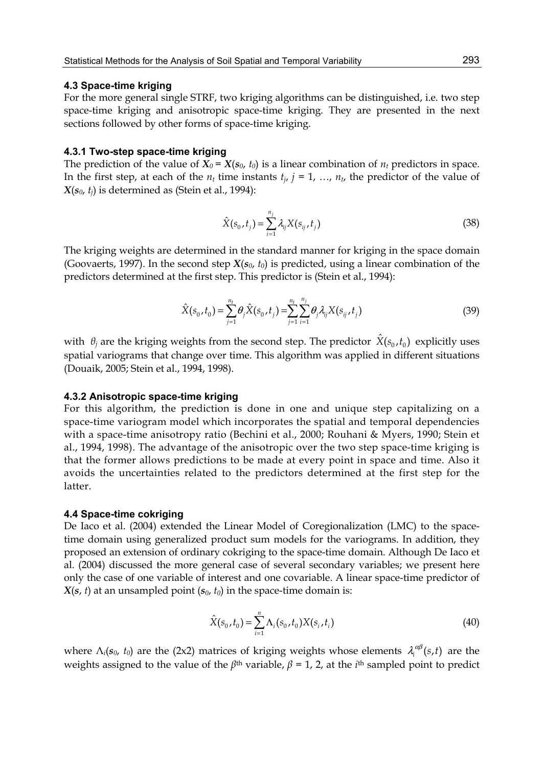### 4.3 Space-time kriging

For the more general single STRF, two kriging algorithms can be distinguished, i.e. two step space-time kriging and anisotropic space-time kriging. They are presented in the next sections followed by other forms of space-time kriging.

#### 4.3.1 Two-step space-time kriging

The prediction of the value of $\boldsymbol{X_0} = \boldsymbol{X}(\boldsymbol{s_0}, t_0)$ is a linear combination of $n_t$ predictors in space. In the first step, at each of the $n_t$ time instants $t_j$, $j = 1, \ldots, n_t$, the predictor of the value of $\boldsymbol{X}(\boldsymbol{s_0}, t_j)$ is determined as (Stein et al., 1994):

$$\hat{X}(s_0, t_j) = \sum_{i=1}^{n_j} \lambda_{ij} X(s_{ij}, t_j) \tag{38}$$

The kriging weights are determined in the standard manner for kriging in the space domain (Goovaerts, 1997). In the second step $\boldsymbol{X}(\boldsymbol{s_0}, t_0)$ is predicted, using a linear combination of the predictors determined at the first step. This predictor is (Stein et al., 1994):

$$\hat{X}(s_0, t_0) = \sum_{j=1}^{n_t} \theta_j \hat{X}(s_0, t_j) = \sum_{j=1}^{n_t} \sum_{i=1}^{n_j} \theta_j \lambda_{ij} X(s_{ij}, t_j) \tag{39}$$

with $\theta_j$ are the kriging weights from the second step. The predictor $\hat{X}(s_0, t_0)$ explicitly uses spatial variograms that change over time. This algorithm was applied in different situations (Douaik, 2005; Stein et al., 1994, 1998).

#### 4.3.2 Anisotropic space-time kriging

For this algorithm, the prediction is done in one and unique step capitalizing on a space-time variogram model which incorporates the spatial and temporal dependencies with a space-time anisotropy ratio (Bechini et al., 2000; Rouhani & Myers, 1990; Stein et al., 1994, 1998). The advantage of the anisotropic over the two step space-time kriging is that the former allows predictions to be made at every point in space and time. Also it avoids the uncertainties related to the predictors determined at the first step for the latter.

### 4.4 Space-time cokriging

De Iaco et al. (2004) extended the Linear Model of Coregionalization (LMC) to the space-time domain using generalized product sum models for the variograms. In addition, they proposed an extension of ordinary cokriging to the space-time domain. Although De Iaco et al. (2004) discussed the more general case of several secondary variables; we present here only the case of one variable of interest and one covariable. A linear space-time predictor of $\boldsymbol{X}(\boldsymbol{s}, t)$ at an unsampled point $(\boldsymbol{s_0}, t_0)$ in the space-time domain is:

$$\hat{X}(s_0, t_0) = \sum_{i=1}^{n} \Lambda_i(s_0, t_0) X(s_i, t_i) \tag{40}$$

where $\Lambda_i(\boldsymbol{s_0}, t_0)$ are the (2x2) matrices of kriging weights whose elements $\lambda_i^{\alpha\beta}(s,t)$ are the weights assigned to the value of the $\beta^{\text{th}}$ variable, $\beta = 1, 2$, at the $i^{\text{th}}$ sampled point to predict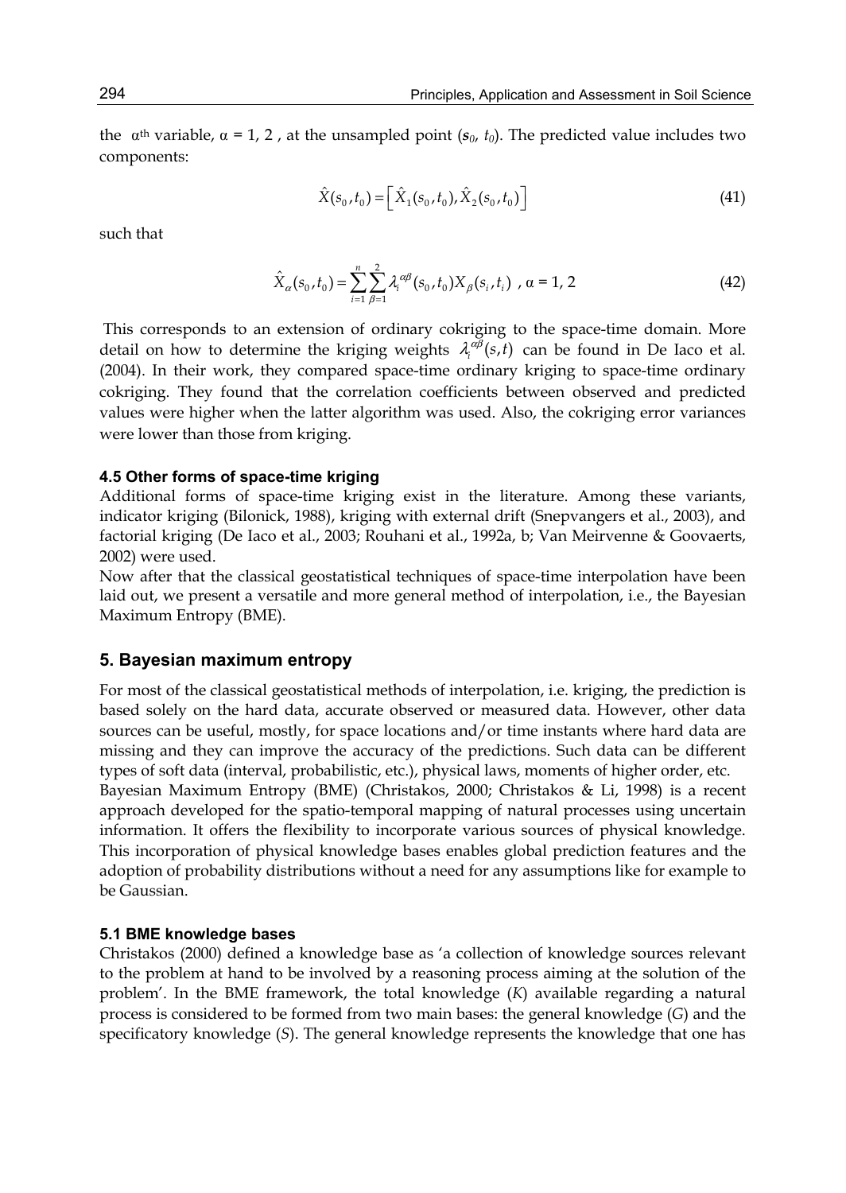the $\alpha^{th}$ variable, $\alpha = 1, 2$ , at the unsampled point ($\mathbf{s}_0$, $t_0$). The predicted value includes two components:

$$\hat{X}(s_0, t_0) = \left[ \hat{X}_1(s_0, t_0), \hat{X}_2(s_0, t_0) \right] \tag{41}$$

such that

$$\hat{X}_\alpha(s_0, t_0) = \sum_{i=1}^{n} \sum_{\beta=1}^{2} \lambda_i^{\alpha\beta}(s_0, t_0) X_\beta(s_i, t_i) \text{ , } \alpha = 1, 2 \tag{42}$$

This corresponds to an extension of ordinary cokriging to the space-time domain. More detail on how to determine the kriging weights $\lambda_i^{\alpha\beta}(s,t)$ can be found in De Iaco et al. (2004). In their work, they compared space-time ordinary kriging to space-time ordinary cokriging. They found that the correlation coefficients between observed and predicted values were higher when the latter algorithm was used. Also, the cokriging error variances were lower than those from kriging.

### 4.5 Other forms of space-time kriging

Additional forms of space-time kriging exist in the literature. Among these variants, indicator kriging (Bilonick, 1988), kriging with external drift (Snepvangers et al., 2003), and factorial kriging (De Iaco et al., 2003; Rouhani et al., 1992a, b; Van Meirvenne & Goovaerts, 2002) were used.

Now after that the classical geostatistical techniques of space-time interpolation have been laid out, we present a versatile and more general method of interpolation, i.e., the Bayesian Maximum Entropy (BME).

## 5. Bayesian maximum entropy

For most of the classical geostatistical methods of interpolation, i.e. kriging, the prediction is based solely on the hard data, accurate observed or measured data. However, other data sources can be useful, mostly, for space locations and/or time instants where hard data are missing and they can improve the accuracy of the predictions. Such data can be different types of soft data (interval, probabilistic, etc.), physical laws, moments of higher order, etc.

Bayesian Maximum Entropy (BME) (Christakos, 2000; Christakos & Li, 1998) is a recent approach developed for the spatio-temporal mapping of natural processes using uncertain information. It offers the flexibility to incorporate various sources of physical knowledge. This incorporation of physical knowledge bases enables global prediction features and the adoption of probability distributions without a need for any assumptions like for example to be Gaussian.

### 5.1 BME knowledge bases

Christakos (2000) defined a knowledge base as 'a collection of knowledge sources relevant to the problem at hand to be involved by a reasoning process aiming at the solution of the problem'. In the BME framework, the total knowledge (*K*) available regarding a natural process is considered to be formed from two main bases: the general knowledge (*G*) and the specificatory knowledge (*S*). The general knowledge represents the knowledge that one has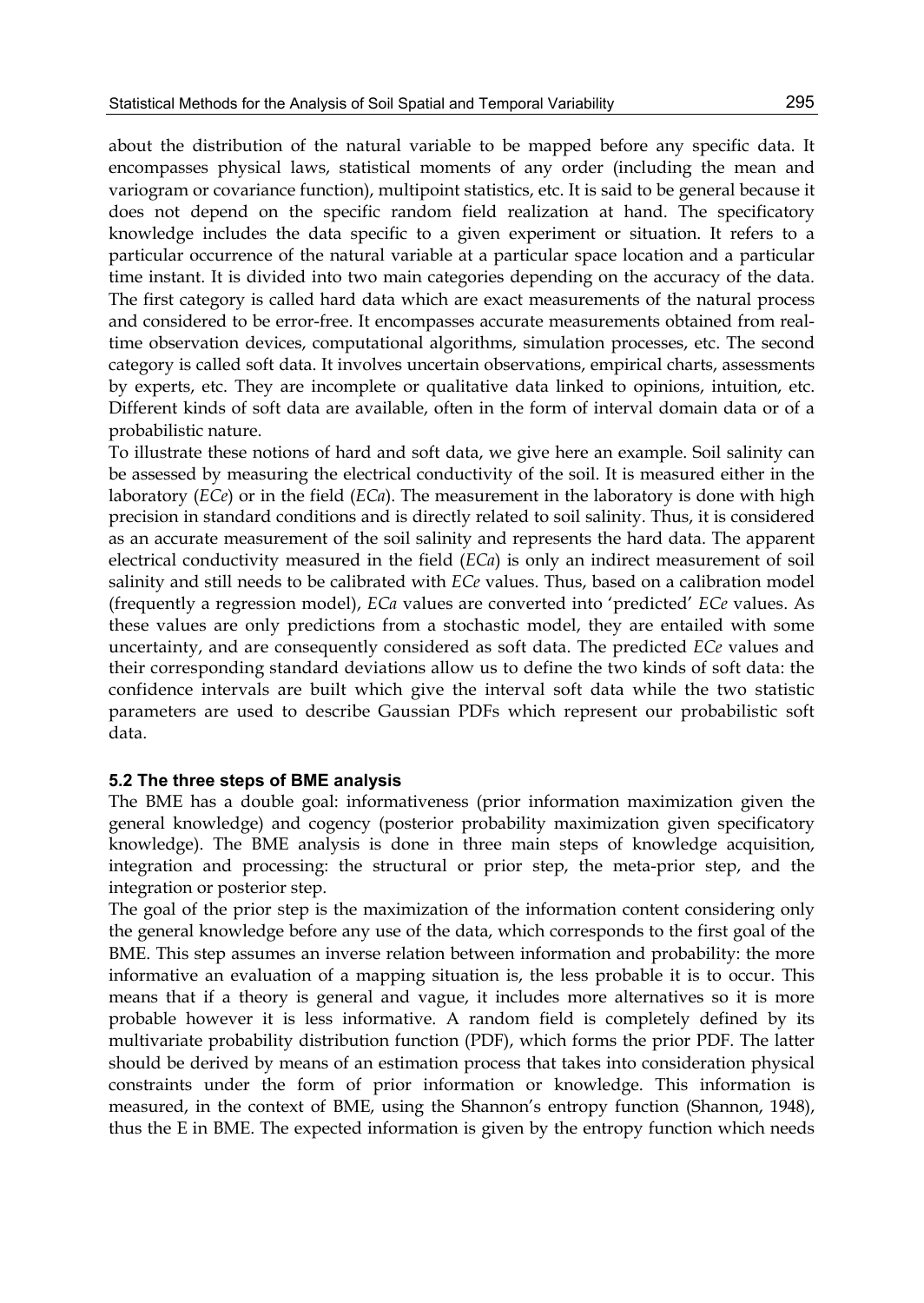about the distribution of the natural variable to be mapped before any specific data. It encompasses physical laws, statistical moments of any order (including the mean and variogram or covariance function), multipoint statistics, etc. It is said to be general because it does not depend on the specific random field realization at hand. The specificatory knowledge includes the data specific to a given experiment or situation. It refers to a particular occurrence of the natural variable at a particular space location and a particular time instant. It is divided into two main categories depending on the accuracy of the data. The first category is called hard data which are exact measurements of the natural process and considered to be error-free. It encompasses accurate measurements obtained from real-time observation devices, computational algorithms, simulation processes, etc. The second category is called soft data. It involves uncertain observations, empirical charts, assessments by experts, etc. They are incomplete or qualitative data linked to opinions, intuition, etc. Different kinds of soft data are available, often in the form of interval domain data or of a probabilistic nature.

To illustrate these notions of hard and soft data, we give here an example. Soil salinity can be assessed by measuring the electrical conductivity of the soil. It is measured either in the laboratory (*ECe*) or in the field (*ECa*). The measurement in the laboratory is done with high precision in standard conditions and is directly related to soil salinity. Thus, it is considered as an accurate measurement of the soil salinity and represents the hard data. The apparent electrical conductivity measured in the field (*ECa*) is only an indirect measurement of soil salinity and still needs to be calibrated with *ECe* values. Thus, based on a calibration model (frequently a regression model), *ECa* values are converted into 'predicted' *ECe* values. As these values are only predictions from a stochastic model, they are entailed with some uncertainty, and are consequently considered as soft data. The predicted *ECe* values and their corresponding standard deviations allow us to define the two kinds of soft data: the confidence intervals are built which give the interval soft data while the two statistic parameters are used to describe Gaussian PDFs which represent our probabilistic soft data.

### 5.2 The three steps of BME analysis

The BME has a double goal: informativeness (prior information maximization given the general knowledge) and cogency (posterior probability maximization given specificatory knowledge). The BME analysis is done in three main steps of knowledge acquisition, integration and processing: the structural or prior step, the meta-prior step, and the integration or posterior step.

The goal of the prior step is the maximization of the information content considering only the general knowledge before any use of the data, which corresponds to the first goal of the BME. This step assumes an inverse relation between information and probability: the more informative an evaluation of a mapping situation is, the less probable it is to occur. This means that if a theory is general and vague, it includes more alternatives so it is more probable however it is less informative. A random field is completely defined by its multivariate probability distribution function (PDF), which forms the prior PDF. The latter should be derived by means of an estimation process that takes into consideration physical constraints under the form of prior information or knowledge. This information is measured, in the context of BME, using the Shannon's entropy function (Shannon, 1948), thus the E in BME. The expected information is given by the entropy function which needs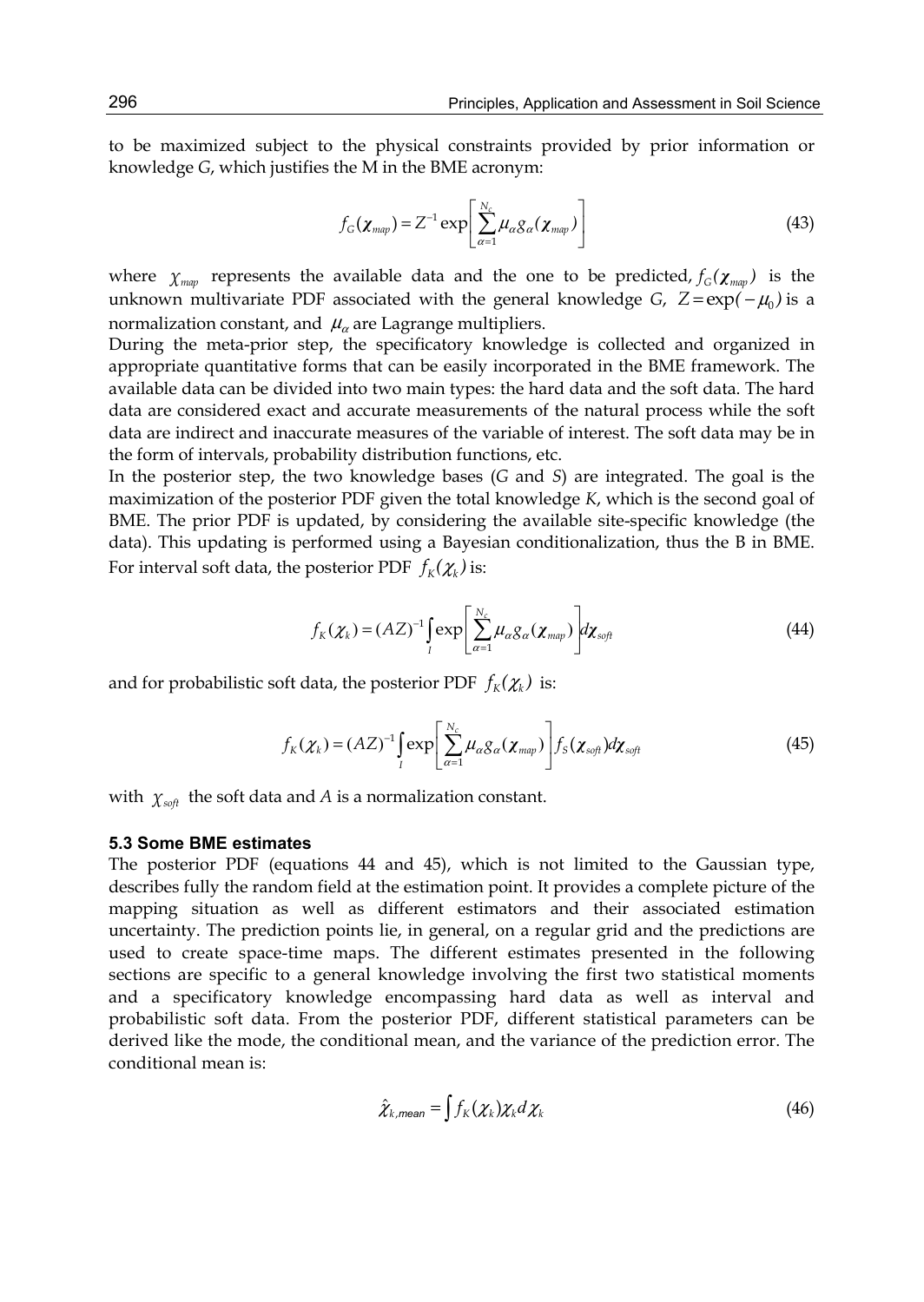to be maximized subject to the physical constraints provided by prior information or knowledge *G*, which justifies the M in the BME acronym:

$$f_G(\boldsymbol{\chi}_{map}) = Z^{-1} \exp\left[\sum_{\alpha=1}^{N_c} \mu_\alpha g_\alpha(\boldsymbol{\chi}_{map})\right] \tag{43}$$

where $\chi_{map}$ represents the available data and the one to be predicted, $f_G(\boldsymbol{\chi}_{map})$ is the unknown multivariate PDF associated with the general knowledge *G*, $Z = \exp(-\mu_0)$ is a normalization constant, and $\mu_\alpha$ are Lagrange multipliers.

During the meta-prior step, the specificatory knowledge is collected and organized in appropriate quantitative forms that can be easily incorporated in the BME framework. The available data can be divided into two main types: the hard data and the soft data. The hard data are considered exact and accurate measurements of the natural process while the soft data are indirect and inaccurate measures of the variable of interest. The soft data may be in the form of intervals, probability distribution functions, etc.

In the posterior step, the two knowledge bases (*G* and *S*) are integrated. The goal is the maximization of the posterior PDF given the total knowledge *K*, which is the second goal of BME. The prior PDF is updated, by considering the available site-specific knowledge (the data). This updating is performed using a Bayesian conditionalization, thus the B in BME. For interval soft data, the posterior PDF $f_K(\chi_k)$ is:

$$f_K(\chi_k) = (AZ)^{-1} \int_I \exp\left[\sum_{\alpha=1}^{N_c} \mu_\alpha g_\alpha(\boldsymbol{\chi}_{map})\right] d\boldsymbol{\chi}_{soft} \tag{44}$$

and for probabilistic soft data, the posterior PDF $f_K(\chi_k)$ is:

$$f_K(\chi_k) = (AZ)^{-1} \int_I \exp\left[\sum_{\alpha=1}^{N_c} \mu_\alpha g_\alpha(\boldsymbol{\chi}_{map})\right] f_S(\boldsymbol{\chi}_{soft}) d\boldsymbol{\chi}_{soft} \tag{45}$$

with $\chi_{soft}$ the soft data and *A* is a normalization constant.

### 5.3 Some BME estimates

The posterior PDF (equations 44 and 45), which is not limited to the Gaussian type, describes fully the random field at the estimation point. It provides a complete picture of the mapping situation as well as different estimators and their associated estimation uncertainty. The prediction points lie, in general, on a regular grid and the predictions are used to create space-time maps. The different estimates presented in the following sections are specific to a general knowledge involving the first two statistical moments and a specificatory knowledge encompassing hard data as well as interval and probabilistic soft data. From the posterior PDF, different statistical parameters can be derived like the mode, the conditional mean, and the variance of the prediction error. The conditional mean is:

$$\hat{\chi}_{k,mean} = \int f_K(\chi_k) \chi_k d\chi_k \tag{46}$$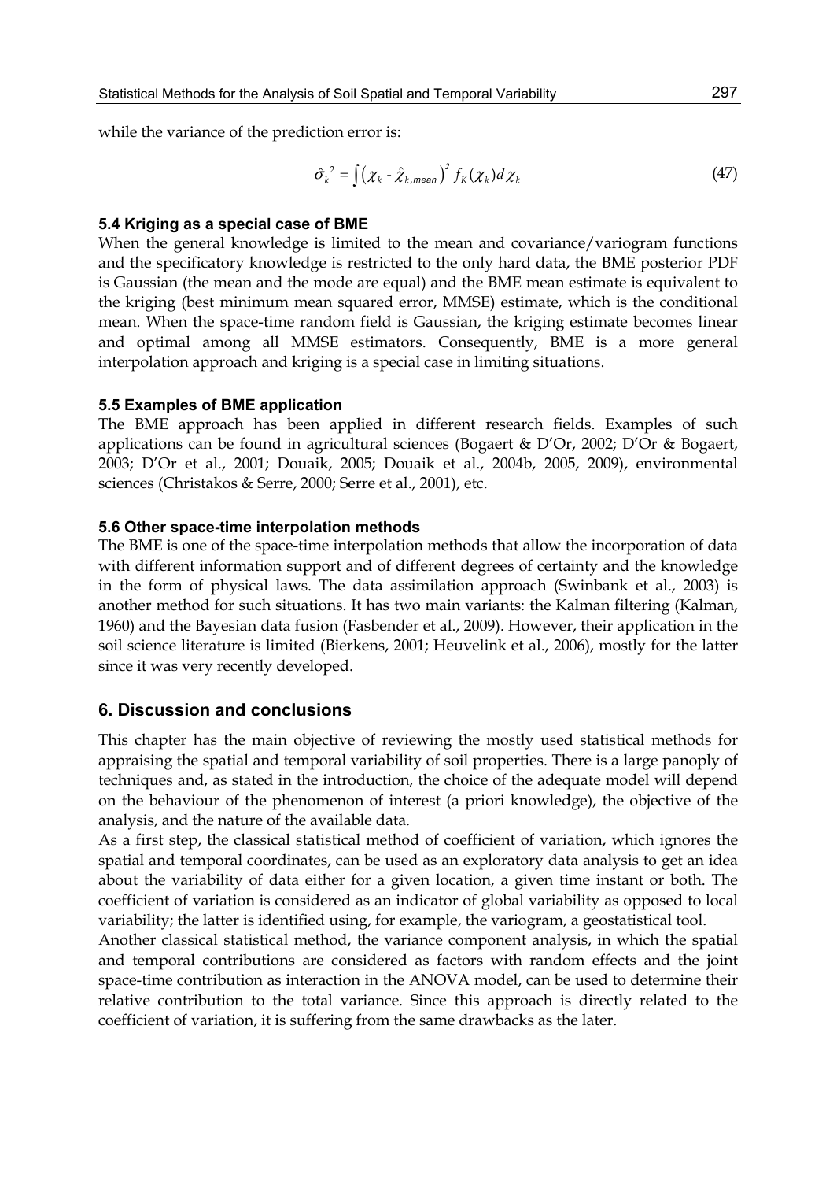while the variance of the prediction error is:

$$\hat{\sigma}_k^{\,2} = \int \left( \chi_k - \hat{\chi}_{k,mean} \right)^2 f_K(\chi_k) d\chi_k \tag{47}$$

### 5.4 Kriging as a special case of BME

When the general knowledge is limited to the mean and covariance/variogram functions and the specificatory knowledge is restricted to the only hard data, the BME posterior PDF is Gaussian (the mean and the mode are equal) and the BME mean estimate is equivalent to the kriging (best minimum mean squared error, MMSE) estimate, which is the conditional mean. When the space-time random field is Gaussian, the kriging estimate becomes linear and optimal among all MMSE estimators. Consequently, BME is a more general interpolation approach and kriging is a special case in limiting situations.

### 5.5 Examples of BME application

The BME approach has been applied in different research fields. Examples of such applications can be found in agricultural sciences (Bogaert & D'Or, 2002; D'Or & Bogaert, 2003; D'Or et al., 2001; Douaik, 2005; Douaik et al., 2004b, 2005, 2009), environmental sciences (Christakos & Serre, 2000; Serre et al., 2001), etc.

### 5.6 Other space-time interpolation methods

The BME is one of the space-time interpolation methods that allow the incorporation of data with different information support and of different degrees of certainty and the knowledge in the form of physical laws. The data assimilation approach (Swinbank et al., 2003) is another method for such situations. It has two main variants: the Kalman filtering (Kalman, 1960) and the Bayesian data fusion (Fasbender et al., 2009). However, their application in the soil science literature is limited (Bierkens, 2001; Heuvelink et al., 2006), mostly for the latter since it was very recently developed.

## 6. Discussion and conclusions

This chapter has the main objective of reviewing the mostly used statistical methods for appraising the spatial and temporal variability of soil properties. There is a large panoply of techniques and, as stated in the introduction, the choice of the adequate model will depend on the behaviour of the phenomenon of interest (a priori knowledge), the objective of the analysis, and the nature of the available data.

As a first step, the classical statistical method of coefficient of variation, which ignores the spatial and temporal coordinates, can be used as an exploratory data analysis to get an idea about the variability of data either for a given location, a given time instant or both. The coefficient of variation is considered as an indicator of global variability as opposed to local variability; the latter is identified using, for example, the variogram, a geostatistical tool.

Another classical statistical method, the variance component analysis, in which the spatial and temporal contributions are considered as factors with random effects and the joint space-time contribution as interaction in the ANOVA model, can be used to determine their relative contribution to the total variance. Since this approach is directly related to the coefficient of variation, it is suffering from the same drawbacks as the later.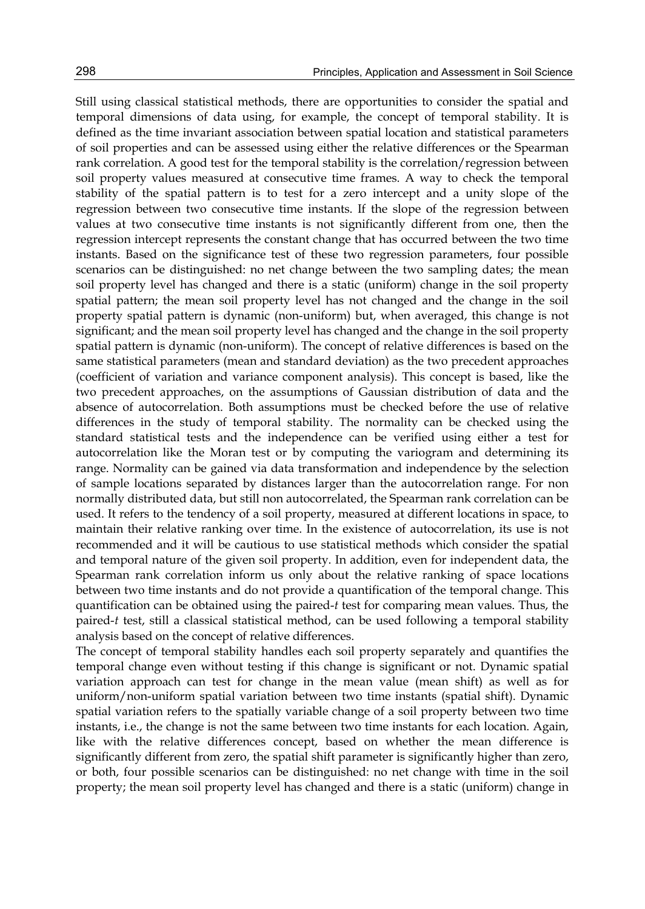Still using classical statistical methods, there are opportunities to consider the spatial and temporal dimensions of data using, for example, the concept of temporal stability. It is defined as the time invariant association between spatial location and statistical parameters of soil properties and can be assessed using either the relative differences or the Spearman rank correlation. A good test for the temporal stability is the correlation/regression between soil property values measured at consecutive time frames. A way to check the temporal stability of the spatial pattern is to test for a zero intercept and a unity slope of the regression between two consecutive time instants. If the slope of the regression between values at two consecutive time instants is not significantly different from one, then the regression intercept represents the constant change that has occurred between the two time instants. Based on the significance test of these two regression parameters, four possible scenarios can be distinguished: no net change between the two sampling dates; the mean soil property level has changed and there is a static (uniform) change in the soil property spatial pattern; the mean soil property level has not changed and the change in the soil property spatial pattern is dynamic (non-uniform) but, when averaged, this change is not significant; and the mean soil property level has changed and the change in the soil property spatial pattern is dynamic (non-uniform). The concept of relative differences is based on the same statistical parameters (mean and standard deviation) as the two precedent approaches (coefficient of variation and variance component analysis). This concept is based, like the two precedent approaches, on the assumptions of Gaussian distribution of data and the absence of autocorrelation. Both assumptions must be checked before the use of relative differences in the study of temporal stability. The normality can be checked using the standard statistical tests and the independence can be verified using either a test for autocorrelation like the Moran test or by computing the variogram and determining its range. Normality can be gained via data transformation and independence by the selection of sample locations separated by distances larger than the autocorrelation range. For non normally distributed data, but still non autocorrelated, the Spearman rank correlation can be used. It refers to the tendency of a soil property, measured at different locations in space, to maintain their relative ranking over time. In the existence of autocorrelation, its use is not recommended and it will be cautious to use statistical methods which consider the spatial and temporal nature of the given soil property. In addition, even for independent data, the Spearman rank correlation inform us only about the relative ranking of space locations between two time instants and do not provide a quantification of the temporal change. This quantification can be obtained using the paired-*t* test for comparing mean values. Thus, the paired-*t* test, still a classical statistical method, can be used following a temporal stability analysis based on the concept of relative differences.

The concept of temporal stability handles each soil property separately and quantifies the temporal change even without testing if this change is significant or not. Dynamic spatial variation approach can test for change in the mean value (mean shift) as well as for uniform/non-uniform spatial variation between two time instants (spatial shift). Dynamic spatial variation refers to the spatially variable change of a soil property between two time instants, i.e., the change is not the same between two time instants for each location. Again, like with the relative differences concept, based on whether the mean difference is significantly different from zero, the spatial shift parameter is significantly higher than zero, or both, four possible scenarios can be distinguished: no net change with time in the soil property; the mean soil property level has changed and there is a static (uniform) change in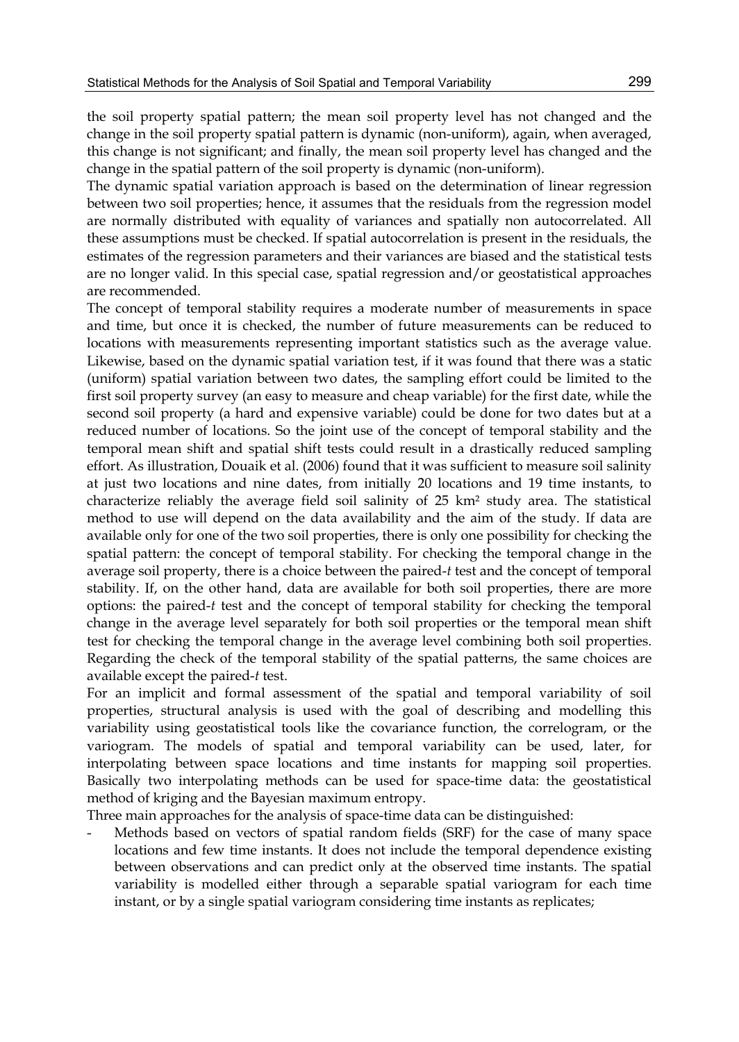the soil property spatial pattern; the mean soil property level has not changed and the change in the soil property spatial pattern is dynamic (non-uniform), again, when averaged, this change is not significant; and finally, the mean soil property level has changed and the change in the spatial pattern of the soil property is dynamic (non-uniform).

The dynamic spatial variation approach is based on the determination of linear regression between two soil properties; hence, it assumes that the residuals from the regression model are normally distributed with equality of variances and spatially non autocorrelated. All these assumptions must be checked. If spatial autocorrelation is present in the residuals, the estimates of the regression parameters and their variances are biased and the statistical tests are no longer valid. In this special case, spatial regression and/or geostatistical approaches are recommended.

The concept of temporal stability requires a moderate number of measurements in space and time, but once it is checked, the number of future measurements can be reduced to locations with measurements representing important statistics such as the average value. Likewise, based on the dynamic spatial variation test, if it was found that there was a static (uniform) spatial variation between two dates, the sampling effort could be limited to the first soil property survey (an easy to measure and cheap variable) for the first date, while the second soil property (a hard and expensive variable) could be done for two dates but at a reduced number of locations. So the joint use of the concept of temporal stability and the temporal mean shift and spatial shift tests could result in a drastically reduced sampling effort. As illustration, Douaik et al. (2006) found that it was sufficient to measure soil salinity at just two locations and nine dates, from initially 20 locations and 19 time instants, to characterize reliably the average field soil salinity of 25 km² study area. The statistical method to use will depend on the data availability and the aim of the study. If data are available only for one of the two soil properties, there is only one possibility for checking the spatial pattern: the concept of temporal stability. For checking the temporal change in the average soil property, there is a choice between the paired-*t* test and the concept of temporal stability. If, on the other hand, data are available for both soil properties, there are more options: the paired-*t* test and the concept of temporal stability for checking the temporal change in the average level separately for both soil properties or the temporal mean shift test for checking the temporal change in the average level combining both soil properties. Regarding the check of the temporal stability of the spatial patterns, the same choices are available except the paired-*t* test.

For an implicit and formal assessment of the spatial and temporal variability of soil properties, structural analysis is used with the goal of describing and modelling this variability using geostatistical tools like the covariance function, the correlogram, or the variogram. The models of spatial and temporal variability can be used, later, for interpolating between space locations and time instants for mapping soil properties. Basically two interpolating methods can be used for space-time data: the geostatistical method of kriging and the Bayesian maximum entropy.

Three main approaches for the analysis of space-time data can be distinguished:

- Methods based on vectors of spatial random fields (SRF) for the case of many space locations and few time instants. It does not include the temporal dependence existing between observations and can predict only at the observed time instants. The spatial variability is modelled either through a separable spatial variogram for each time instant, or by a single spatial variogram considering time instants as replicates;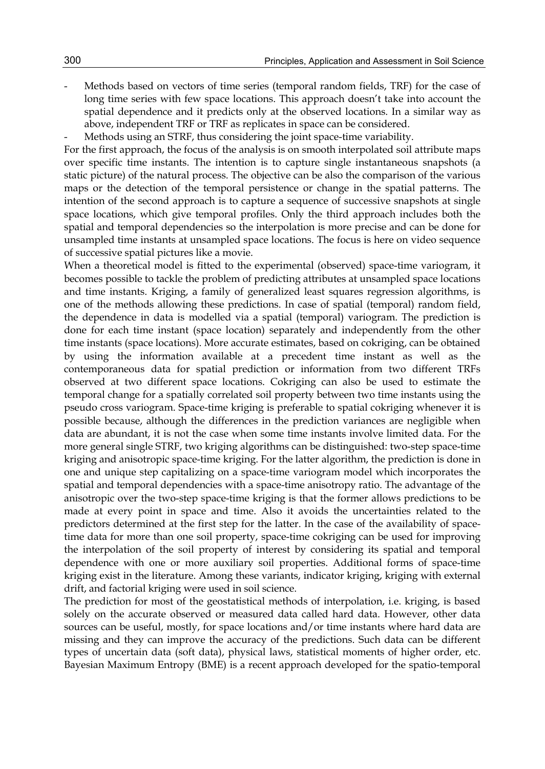- Methods based on vectors of time series (temporal random fields, TRF) for the case of long time series with few space locations. This approach doesn't take into account the spatial dependence and it predicts only at the observed locations. In a similar way as above, independent TRF or TRF as replicates in space can be considered.
- Methods using an STRF, thus considering the joint space-time variability.

For the first approach, the focus of the analysis is on smooth interpolated soil attribute maps over specific time instants. The intention is to capture single instantaneous snapshots (a static picture) of the natural process. The objective can be also the comparison of the various maps or the detection of the temporal persistence or change in the spatial patterns. The intention of the second approach is to capture a sequence of successive snapshots at single space locations, which give temporal profiles. Only the third approach includes both the spatial and temporal dependencies so the interpolation is more precise and can be done for unsampled time instants at unsampled space locations. The focus is here on video sequence of successive spatial pictures like a movie.

When a theoretical model is fitted to the experimental (observed) space-time variogram, it becomes possible to tackle the problem of predicting attributes at unsampled space locations and time instants. Kriging, a family of generalized least squares regression algorithms, is one of the methods allowing these predictions. In case of spatial (temporal) random field, the dependence in data is modelled via a spatial (temporal) variogram. The prediction is done for each time instant (space location) separately and independently from the other time instants (space locations). More accurate estimates, based on cokriging, can be obtained by using the information available at a precedent time instant as well as the contemporaneous data for spatial prediction or information from two different TRFs observed at two different space locations. Cokriging can also be used to estimate the temporal change for a spatially correlated soil property between two time instants using the pseudo cross variogram. Space-time kriging is preferable to spatial cokriging whenever it is possible because, although the differences in the prediction variances are negligible when data are abundant, it is not the case when some time instants involve limited data. For the more general single STRF, two kriging algorithms can be distinguished: two-step space-time kriging and anisotropic space-time kriging. For the latter algorithm, the prediction is done in one and unique step capitalizing on a space-time variogram model which incorporates the spatial and temporal dependencies with a space-time anisotropy ratio. The advantage of the anisotropic over the two-step space-time kriging is that the former allows predictions to be made at every point in space and time. Also it avoids the uncertainties related to the predictors determined at the first step for the latter. In the case of the availability of space-time data for more than one soil property, space-time cokriging can be used for improving the interpolation of the soil property of interest by considering its spatial and temporal dependence with one or more auxiliary soil properties. Additional forms of space-time kriging exist in the literature. Among these variants, indicator kriging, kriging with external drift, and factorial kriging were used in soil science.

The prediction for most of the geostatistical methods of interpolation, i.e. kriging, is based solely on the accurate observed or measured data called hard data. However, other data sources can be useful, mostly, for space locations and/or time instants where hard data are missing and they can improve the accuracy of the predictions. Such data can be different types of uncertain data (soft data), physical laws, statistical moments of higher order, etc. Bayesian Maximum Entropy (BME) is a recent approach developed for the spatio-temporal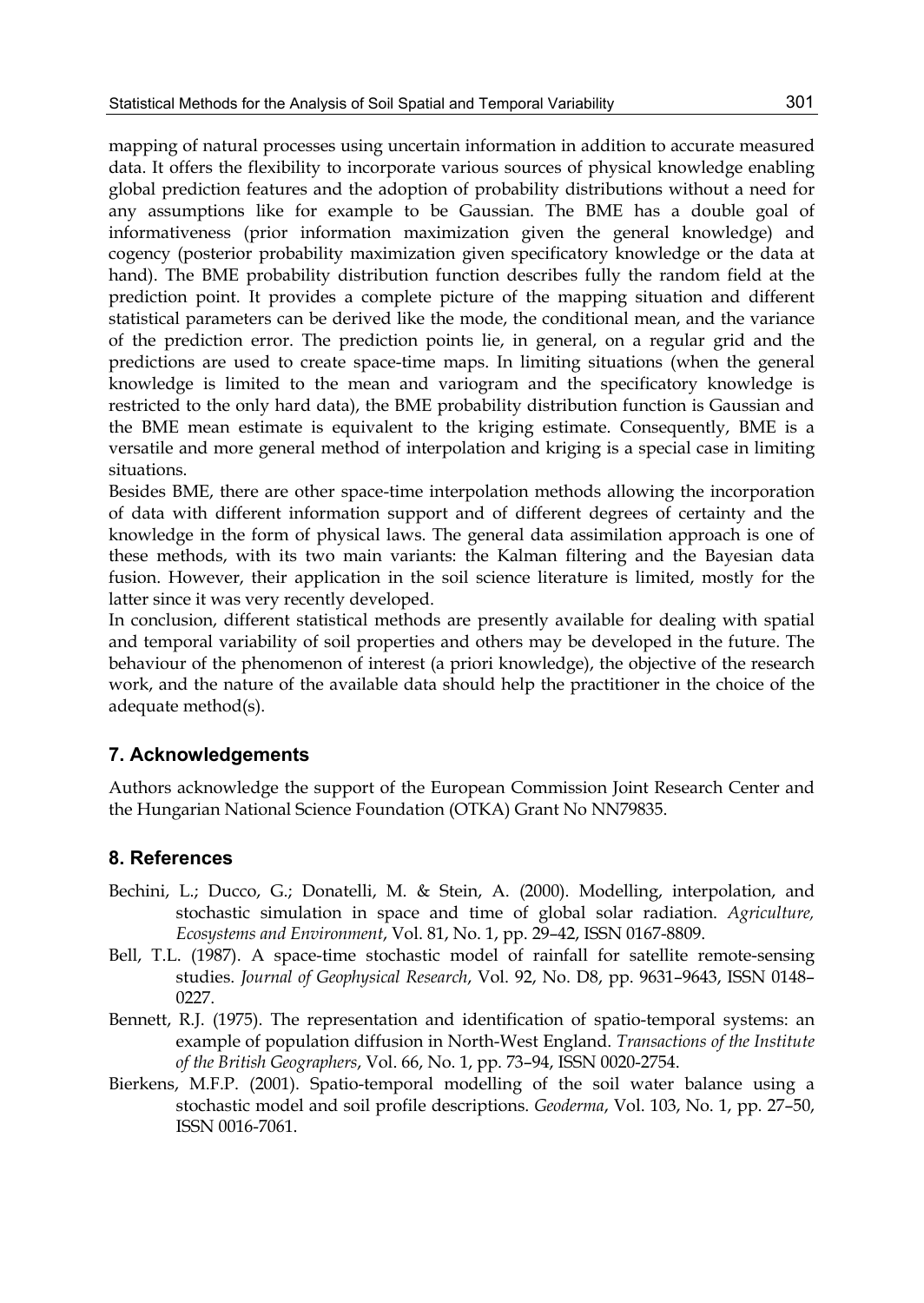mapping of natural processes using uncertain information in addition to accurate measured data. It offers the flexibility to incorporate various sources of physical knowledge enabling global prediction features and the adoption of probability distributions without a need for any assumptions like for example to be Gaussian. The BME has a double goal of informativeness (prior information maximization given the general knowledge) and cogency (posterior probability maximization given specificatory knowledge or the data at hand). The BME probability distribution function describes fully the random field at the prediction point. It provides a complete picture of the mapping situation and different statistical parameters can be derived like the mode, the conditional mean, and the variance of the prediction error. The prediction points lie, in general, on a regular grid and the predictions are used to create space-time maps. In limiting situations (when the general knowledge is limited to the mean and variogram and the specificatory knowledge is restricted to the only hard data), the BME probability distribution function is Gaussian and the BME mean estimate is equivalent to the kriging estimate. Consequently, BME is a versatile and more general method of interpolation and kriging is a special case in limiting situations.

Besides BME, there are other space-time interpolation methods allowing the incorporation of data with different information support and of different degrees of certainty and the knowledge in the form of physical laws. The general data assimilation approach is one of these methods, with its two main variants: the Kalman filtering and the Bayesian data fusion. However, their application in the soil science literature is limited, mostly for the latter since it was very recently developed.

In conclusion, different statistical methods are presently available for dealing with spatial and temporal variability of soil properties and others may be developed in the future. The behaviour of the phenomenon of interest (a priori knowledge), the objective of the research work, and the nature of the available data should help the practitioner in the choice of the adequate method(s).

## 7. Acknowledgements

Authors acknowledge the support of the European Commission Joint Research Center and the Hungarian National Science Foundation (OTKA) Grant No NN79835.

## 8. References

Bechini, L.; Ducco, G.; Donatelli, M. & Stein, A. (2000). Modelling, interpolation, and stochastic simulation in space and time of global solar radiation. *Agriculture, Ecosystems and Environment*, Vol. 81, No. 1, pp. 29–42, ISSN 0167-8809.

Bell, T.L. (1987). A space-time stochastic model of rainfall for satellite remote-sensing studies. *Journal of Geophysical Research*, Vol. 92, No. D8, pp. 9631–9643, ISSN 0148–0227.

Bennett, R.J. (1975). The representation and identification of spatio-temporal systems: an example of population diffusion in North-West England. *Transactions of the Institute of the British Geographers*, Vol. 66, No. 1, pp. 73–94, ISSN 0020-2754.

Bierkens, M.F.P. (2001). Spatio-temporal modelling of the soil water balance using a stochastic model and soil profile descriptions. *Geoderma*, Vol. 103, No. 1, pp. 27–50, ISSN 0016-7061.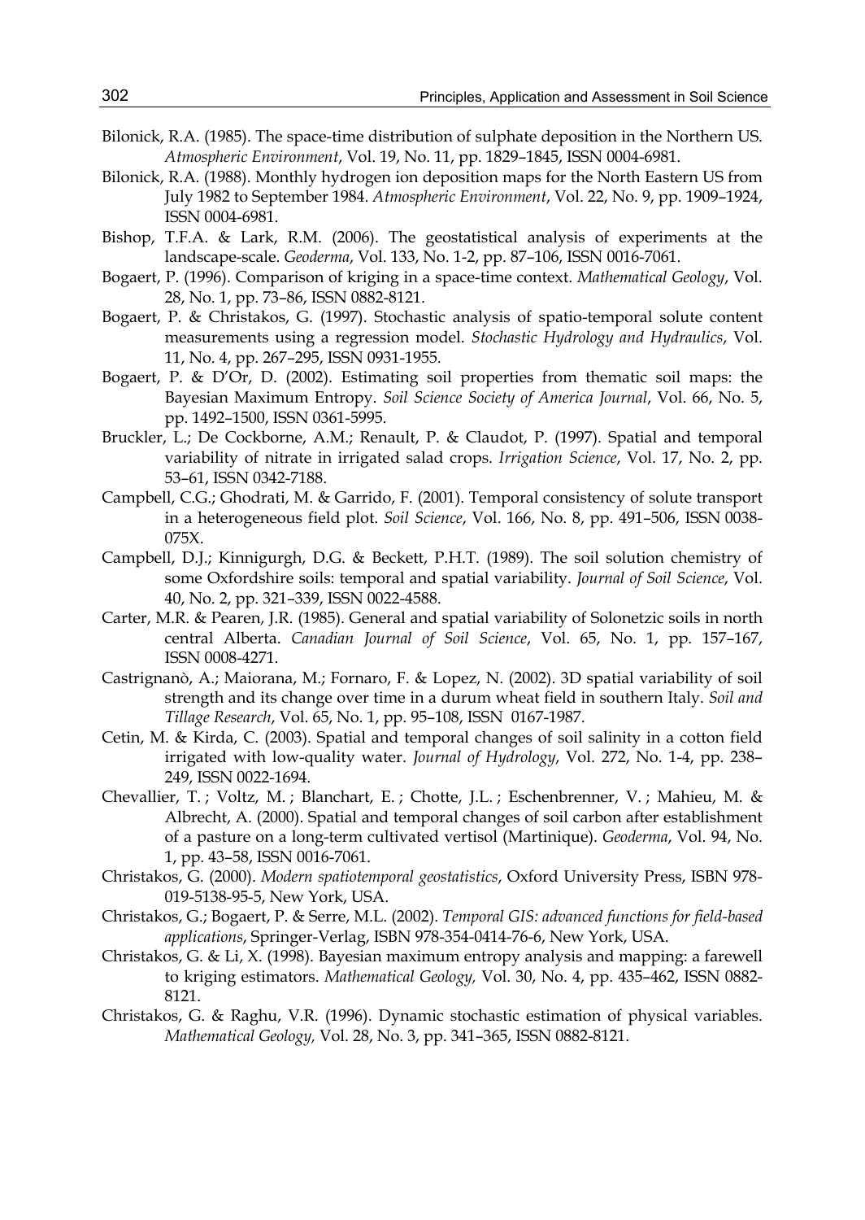Bilonick, R.A. (1985). The space-time distribution of sulphate deposition in the Northern US. *Atmospheric Environment*, Vol. 19, No. 11, pp. 1829–1845, ISSN 0004-6981.

Bilonick, R.A. (1988). Monthly hydrogen ion deposition maps for the North Eastern US from July 1982 to September 1984. *Atmospheric Environment*, Vol. 22, No. 9, pp. 1909–1924, ISSN 0004-6981.

Bishop, T.F.A. & Lark, R.M. (2006). The geostatistical analysis of experiments at the landscape-scale. *Geoderma*, Vol. 133, No. 1-2, pp. 87–106, ISSN 0016-7061.

Bogaert, P. (1996). Comparison of kriging in a space-time context. *Mathematical Geology*, Vol. 28, No. 1, pp. 73–86, ISSN 0882-8121.

Bogaert, P. & Christakos, G. (1997). Stochastic analysis of spatio-temporal solute content measurements using a regression model. *Stochastic Hydrology and Hydraulics*, Vol. 11, No. 4, pp. 267–295, ISSN 0931-1955.

Bogaert, P. & D'Or, D. (2002). Estimating soil properties from thematic soil maps: the Bayesian Maximum Entropy. *Soil Science Society of America Journal*, Vol. 66, No. 5, pp. 1492–1500, ISSN 0361-5995.

Bruckler, L.; De Cockborne, A.M.; Renault, P. & Claudot, P. (1997). Spatial and temporal variability of nitrate in irrigated salad crops. *Irrigation Science*, Vol. 17, No. 2, pp. 53–61, ISSN 0342-7188.

Campbell, C.G.; Ghodrati, M. & Garrido, F. (2001). Temporal consistency of solute transport in a heterogeneous field plot. *Soil Science*, Vol. 166, No. 8, pp. 491–506, ISSN 0038-075X.

Campbell, D.J.; Kinnigurgh, D.G. & Beckett, P.H.T. (1989). The soil solution chemistry of some Oxfordshire soils: temporal and spatial variability. *Journal of Soil Science*, Vol. 40, No. 2, pp. 321–339, ISSN 0022-4588.

Carter, M.R. & Pearen, J.R. (1985). General and spatial variability of Solonetzic soils in north central Alberta. *Canadian Journal of Soil Science*, Vol. 65, No. 1, pp. 157–167, ISSN 0008-4271.

Castrignanò, A.; Maiorana, M.; Fornaro, F. & Lopez, N. (2002). 3D spatial variability of soil strength and its change over time in a durum wheat field in southern Italy. *Soil and Tillage Research*, Vol. 65, No. 1, pp. 95–108, ISSN 0167-1987.

Cetin, M. & Kirda, C. (2003). Spatial and temporal changes of soil salinity in a cotton field irrigated with low-quality water. *Journal of Hydrology*, Vol. 272, No. 1-4, pp. 238–249, ISSN 0022-1694.

Chevallier, T. ; Voltz, M. ; Blanchart, E. ; Chotte, J.L. ; Eschenbrenner, V. ; Mahieu, M. & Albrecht, A. (2000). Spatial and temporal changes of soil carbon after establishment of a pasture on a long-term cultivated vertisol (Martinique). *Geoderma*, Vol. 94, No. 1, pp. 43–58, ISSN 0016-7061.

Christakos, G. (2000). *Modern spatiotemporal geostatistics*, Oxford University Press, ISBN 978-019-5138-95-5, New York, USA.

Christakos, G.; Bogaert, P. & Serre, M.L. (2002). *Temporal GIS: advanced functions for field-based applications*, Springer-Verlag, ISBN 978-354-0414-76-6, New York, USA.

Christakos, G. & Li, X. (1998). Bayesian maximum entropy analysis and mapping: a farewell to kriging estimators. *Mathematical Geology,* Vol. 30, No. 4, pp. 435–462, ISSN 0882-8121.

Christakos, G. & Raghu, V.R. (1996). Dynamic stochastic estimation of physical variables. *Mathematical Geology,* Vol. 28, No. 3, pp. 341–365, ISSN 0882-8121.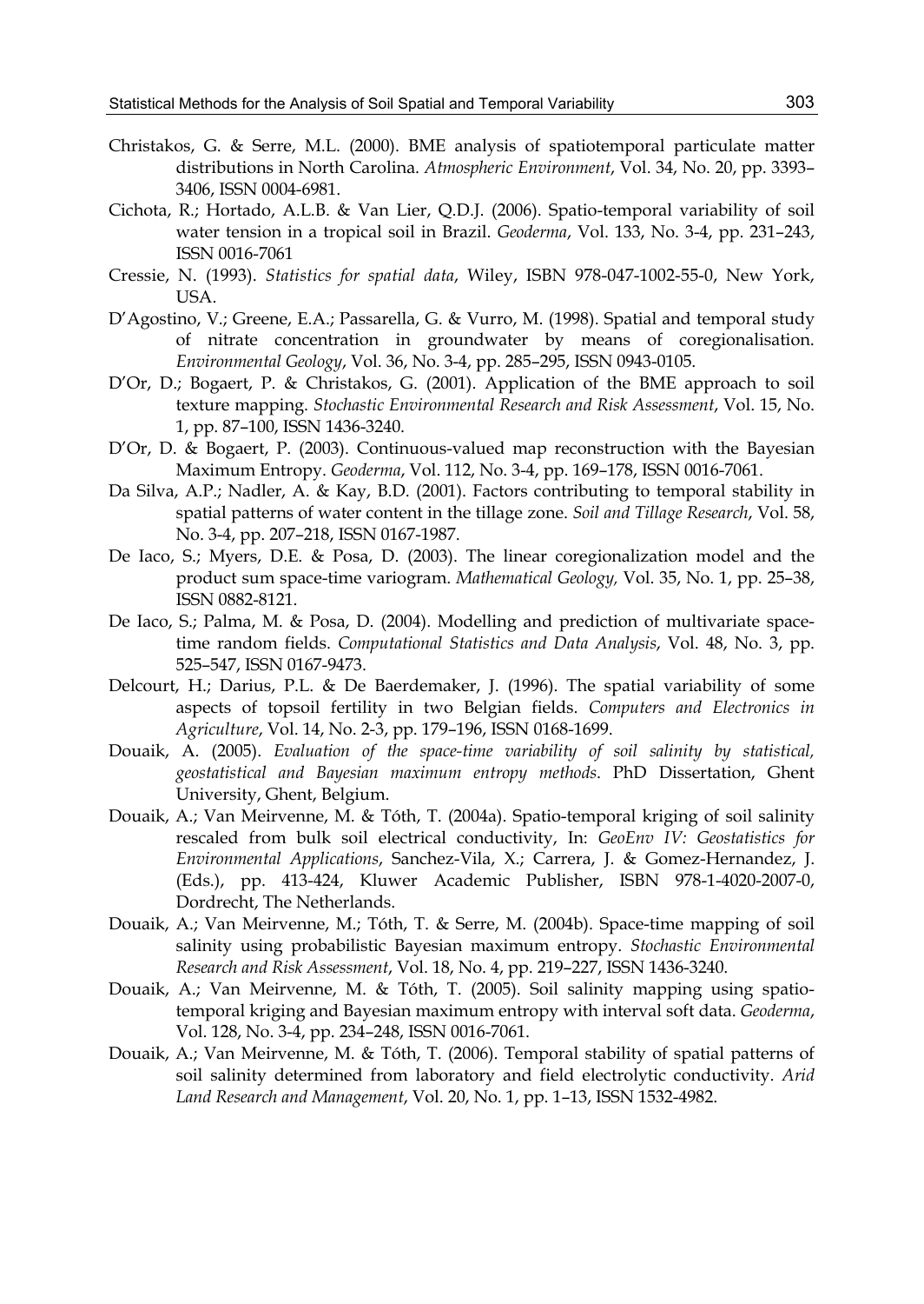Christakos, G. & Serre, M.L. (2000). BME analysis of spatiotemporal particulate matter distributions in North Carolina. *Atmospheric Environment*, Vol. 34, No. 20, pp. 3393–3406, ISSN 0004-6981.

Cichota, R.; Hortado, A.L.B. & Van Lier, Q.D.J. (2006). Spatio-temporal variability of soil water tension in a tropical soil in Brazil. *Geoderma*, Vol. 133, No. 3-4, pp. 231–243, ISSN 0016-7061

Cressie, N. (1993). *Statistics for spatial data*, Wiley, ISBN 978-047-1002-55-0, New York, USA.

D'Agostino, V.; Greene, E.A.; Passarella, G. & Vurro, M. (1998). Spatial and temporal study of nitrate concentration in groundwater by means of coregionalisation. *Environmental Geology*, Vol. 36, No. 3-4, pp. 285–295, ISSN 0943-0105.

D'Or, D.; Bogaert, P. & Christakos, G. (2001). Application of the BME approach to soil texture mapping. *Stochastic Environmental Research and Risk Assessment*, Vol. 15, No. 1, pp. 87–100, ISSN 1436-3240.

D'Or, D. & Bogaert, P. (2003). Continuous-valued map reconstruction with the Bayesian Maximum Entropy. *Geoderma*, Vol. 112, No. 3-4, pp. 169–178, ISSN 0016-7061.

Da Silva, A.P.; Nadler, A. & Kay, B.D. (2001). Factors contributing to temporal stability in spatial patterns of water content in the tillage zone. *Soil and Tillage Research*, Vol. 58, No. 3-4, pp. 207–218, ISSN 0167-1987.

De Iaco, S.; Myers, D.E. & Posa, D. (2003). The linear coregionalization model and the product sum space-time variogram. *Mathematical Geology,* Vol. 35, No. 1, pp. 25–38, ISSN 0882-8121.

De Iaco, S.; Palma, M. & Posa, D. (2004). Modelling and prediction of multivariate space-time random fields. *Computational Statistics and Data Analysis*, Vol. 48, No. 3, pp. 525–547, ISSN 0167-9473.

Delcourt, H.; Darius, P.L. & De Baerdemaker, J. (1996). The spatial variability of some aspects of topsoil fertility in two Belgian fields. *Computers and Electronics in Agriculture*, Vol. 14, No. 2-3, pp. 179–196, ISSN 0168-1699.

Douaik, A. (2005). *Evaluation of the space-time variability of soil salinity by statistical, geostatistical and Bayesian maximum entropy methods*. PhD Dissertation, Ghent University, Ghent, Belgium.

Douaik, A.; Van Meirvenne, M. & Tóth, T. (2004a). Spatio-temporal kriging of soil salinity rescaled from bulk soil electrical conductivity, In: *GeoEnv IV: Geostatistics for Environmental Applications*, Sanchez-Vila, X.; Carrera, J. & Gomez-Hernandez, J. (Eds.), pp. 413-424, Kluwer Academic Publisher, ISBN 978-1-4020-2007-0, Dordrecht, The Netherlands.

Douaik, A.; Van Meirvenne, M.; Tóth, T. & Serre, M. (2004b). Space-time mapping of soil salinity using probabilistic Bayesian maximum entropy. *Stochastic Environmental Research and Risk Assessment*, Vol. 18, No. 4, pp. 219–227, ISSN 1436-3240.

Douaik, A.; Van Meirvenne, M. & Tóth, T. (2005). Soil salinity mapping using spatio-temporal kriging and Bayesian maximum entropy with interval soft data. *Geoderma*, Vol. 128, No. 3-4, pp. 234–248, ISSN 0016-7061.

Douaik, A.; Van Meirvenne, M. & Tóth, T. (2006). Temporal stability of spatial patterns of soil salinity determined from laboratory and field electrolytic conductivity. *Arid Land Research and Management*, Vol. 20, No. 1, pp. 1–13, ISSN 1532-4982.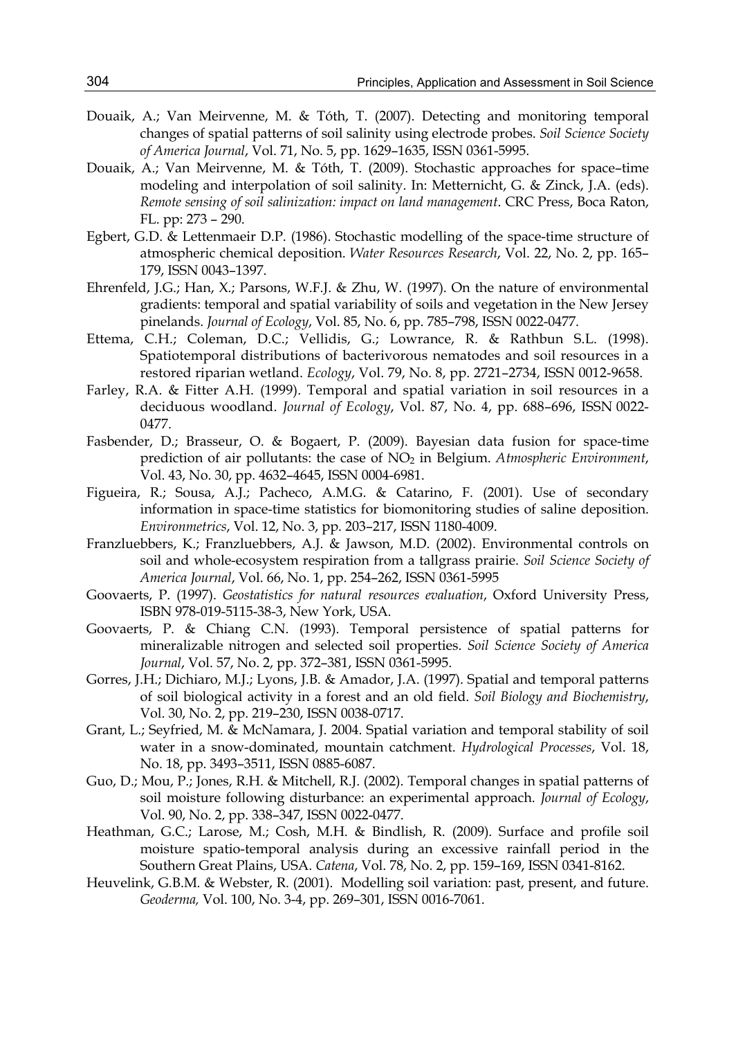Douaik, A.; Van Meirvenne, M. & Tóth, T. (2007). Detecting and monitoring temporal changes of spatial patterns of soil salinity using electrode probes. *Soil Science Society of America Journal*, Vol. 71, No. 5, pp. 1629–1635, ISSN 0361-5995.

Douaik, A.; Van Meirvenne, M. & Tóth, T. (2009). Stochastic approaches for space–time modeling and interpolation of soil salinity. In: Metternicht, G. & Zinck, J.A. (eds). *Remote sensing of soil salinization: impact on land management*. CRC Press, Boca Raton, FL. pp: 273 – 290.

Egbert, G.D. & Lettenmaeir D.P. (1986). Stochastic modelling of the space-time structure of atmospheric chemical deposition. *Water Resources Research*, Vol. 22, No. 2, pp. 165–179, ISSN 0043–1397.

Ehrenfeld, J.G.; Han, X.; Parsons, W.F.J. & Zhu, W. (1997). On the nature of environmental gradients: temporal and spatial variability of soils and vegetation in the New Jersey pinelands. *Journal of Ecology*, Vol. 85, No. 6, pp. 785–798, ISSN 0022-0477.

Ettema, C.H.; Coleman, D.C.; Vellidis, G.; Lowrance, R. & Rathbun S.L. (1998). Spatiotemporal distributions of bacterivorous nematodes and soil resources in a restored riparian wetland. *Ecology*, Vol. 79, No. 8, pp. 2721–2734, ISSN 0012-9658.

Farley, R.A. & Fitter A.H. (1999). Temporal and spatial variation in soil resources in a deciduous woodland. *Journal of Ecology*, Vol. 87, No. 4, pp. 688–696, ISSN 0022-0477.

Fasbender, D.; Brasseur, O. & Bogaert, P. (2009). Bayesian data fusion for space-time prediction of air pollutants: the case of $NO_2$ in Belgium. *Atmospheric Environment*, Vol. 43, No. 30, pp. 4632–4645, ISSN 0004-6981.

Figueira, R.; Sousa, A.J.; Pacheco, A.M.G. & Catarino, F. (2001). Use of secondary information in space-time statistics for biomonitoring studies of saline deposition. *Environmetrics*, Vol. 12, No. 3, pp. 203–217, ISSN 1180-4009.

Franzluebbers, K.; Franzluebbers, A.J. & Jawson, M.D. (2002). Environmental controls on soil and whole-ecosystem respiration from a tallgrass prairie. *Soil Science Society of America Journal*, Vol. 66, No. 1, pp. 254–262, ISSN 0361-5995

Goovaerts, P. (1997). *Geostatistics for natural resources evaluation*, Oxford University Press, ISBN 978-019-5115-38-3, New York, USA.

Goovaerts, P. & Chiang C.N. (1993). Temporal persistence of spatial patterns for mineralizable nitrogen and selected soil properties. *Soil Science Society of America Journal*, Vol. 57, No. 2, pp. 372–381, ISSN 0361-5995.

Gorres, J.H.; Dichiaro, M.J.; Lyons, J.B. & Amador, J.A. (1997). Spatial and temporal patterns of soil biological activity in a forest and an old field. *Soil Biology and Biochemistry*, Vol. 30, No. 2, pp. 219–230, ISSN 0038-0717.

Grant, L.; Seyfried, M. & McNamara, J. 2004. Spatial variation and temporal stability of soil water in a snow-dominated, mountain catchment. *Hydrological Processes*, Vol. 18, No. 18, pp. 3493–3511, ISSN 0885-6087.

Guo, D.; Mou, P.; Jones, R.H. & Mitchell, R.J. (2002). Temporal changes in spatial patterns of soil moisture following disturbance: an experimental approach. *Journal of Ecology*, Vol. 90, No. 2, pp. 338–347, ISSN 0022-0477.

Heathman, G.C.; Larose, M.; Cosh, M.H. & Bindlish, R. (2009). Surface and profile soil moisture spatio-temporal analysis during an excessive rainfall period in the Southern Great Plains, USA. *Catena*, Vol. 78, No. 2, pp. 159–169, ISSN 0341-8162.

Heuvelink, G.B.M. & Webster, R. (2001). Modelling soil variation: past, present, and future. *Geoderma,* Vol. 100, No. 3-4, pp. 269–301, ISSN 0016-7061.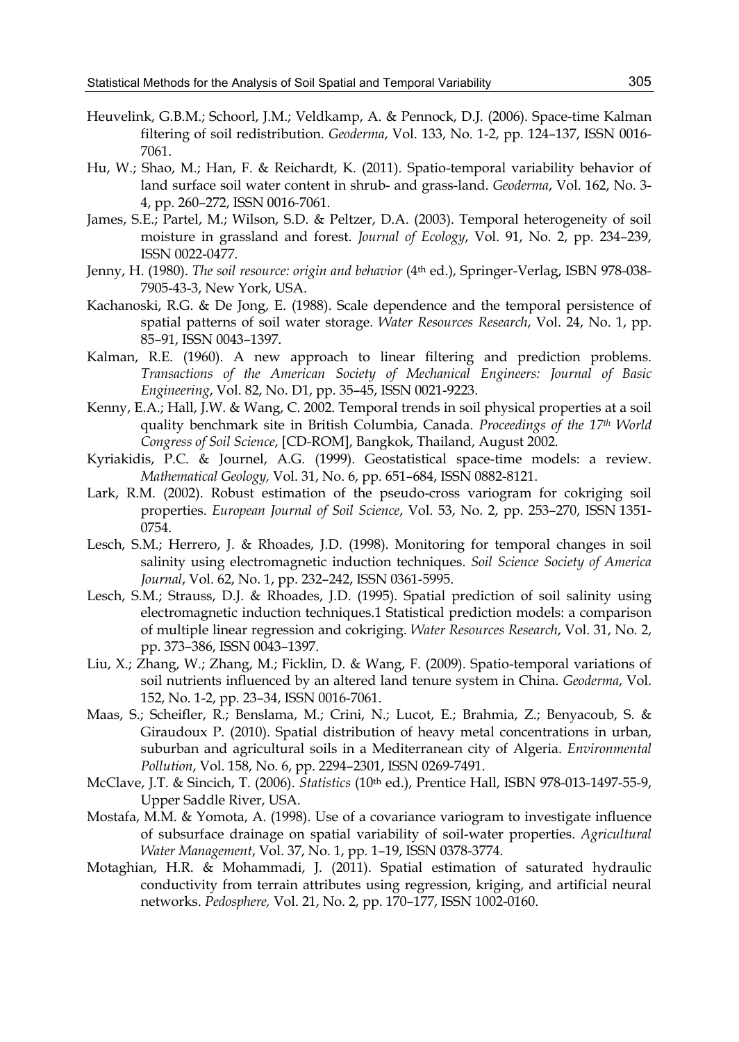Heuvelink, G.B.M.; Schoorl, J.M.; Veldkamp, A. & Pennock, D.J. (2006). Space-time Kalman filtering of soil redistribution. *Geoderma*, Vol. 133, No. 1-2, pp. 124–137, ISSN 0016-7061.

Hu, W.; Shao, M.; Han, F. & Reichardt, K. (2011). Spatio-temporal variability behavior of land surface soil water content in shrub- and grass-land. *Geoderma*, Vol. 162, No. 3-4, pp. 260–272, ISSN 0016-7061.

James, S.E.; Partel, M.; Wilson, S.D. & Peltzer, D.A. (2003). Temporal heterogeneity of soil moisture in grassland and forest. *Journal of Ecology*, Vol. 91, No. 2, pp. 234–239, ISSN 0022-0477.

Jenny, H. (1980). *The soil resource: origin and behavior* (4th ed.), Springer-Verlag, ISBN 978-038-7905-43-3, New York, USA.

Kachanoski, R.G. & De Jong, E. (1988). Scale dependence and the temporal persistence of spatial patterns of soil water storage. *Water Resources Research*, Vol. 24, No. 1, pp. 85–91, ISSN 0043–1397.

Kalman, R.E. (1960). A new approach to linear filtering and prediction problems. *Transactions of the American Society of Mechanical Engineers: Journal of Basic Engineering*, Vol. 82, No. D1, pp. 35–45, ISSN 0021-9223.

Kenny, E.A.; Hall, J.W. & Wang, C. 2002. Temporal trends in soil physical properties at a soil quality benchmark site in British Columbia, Canada. *Proceedings of the 17th World Congress of Soil Science*, [CD-ROM], Bangkok, Thailand, August 2002.

Kyriakidis, P.C. & Journel, A.G. (1999). Geostatistical space-time models: a review. *Mathematical Geology,* Vol. 31, No. 6, pp. 651–684, ISSN 0882-8121.

Lark, R.M. (2002). Robust estimation of the pseudo-cross variogram for cokriging soil properties. *European Journal of Soil Science*, Vol. 53, No. 2, pp. 253–270, ISSN 1351-0754.

Lesch, S.M.; Herrero, J. & Rhoades, J.D. (1998). Monitoring for temporal changes in soil salinity using electromagnetic induction techniques. *Soil Science Society of America Journal*, Vol. 62, No. 1, pp. 232–242, ISSN 0361-5995.

Lesch, S.M.; Strauss, D.J. & Rhoades, J.D. (1995). Spatial prediction of soil salinity using electromagnetic induction techniques.1 Statistical prediction models: a comparison of multiple linear regression and cokriging. *Water Resources Research*, Vol. 31, No. 2, pp. 373–386, ISSN 0043–1397.

Liu, X.; Zhang, W.; Zhang, M.; Ficklin, D. & Wang, F. (2009). Spatio-temporal variations of soil nutrients influenced by an altered land tenure system in China. *Geoderma*, Vol. 152, No. 1-2, pp. 23–34, ISSN 0016-7061.

Maas, S.; Scheifler, R.; Benslama, M.; Crini, N.; Lucot, E.; Brahmia, Z.; Benyacoub, S. & Giraudoux P. (2010). Spatial distribution of heavy metal concentrations in urban, suburban and agricultural soils in a Mediterranean city of Algeria. *Environmental Pollution*, Vol. 158, No. 6, pp. 2294–2301, ISSN 0269-7491.

McClave, J.T. & Sincich, T. (2006). *Statistics* (10th ed.), Prentice Hall, ISBN 978-013-1497-55-9, Upper Saddle River, USA.

Mostafa, M.M. & Yomota, A. (1998). Use of a covariance variogram to investigate influence of subsurface drainage on spatial variability of soil-water properties. *Agricultural Water Management*, Vol. 37, No. 1, pp. 1–19, ISSN 0378-3774.

Motaghian, H.R. & Mohammadi, J. (2011). Spatial estimation of saturated hydraulic conductivity from terrain attributes using regression, kriging, and artificial neural networks. *Pedosphere,* Vol. 21, No. 2, pp. 170–177, ISSN 1002-0160.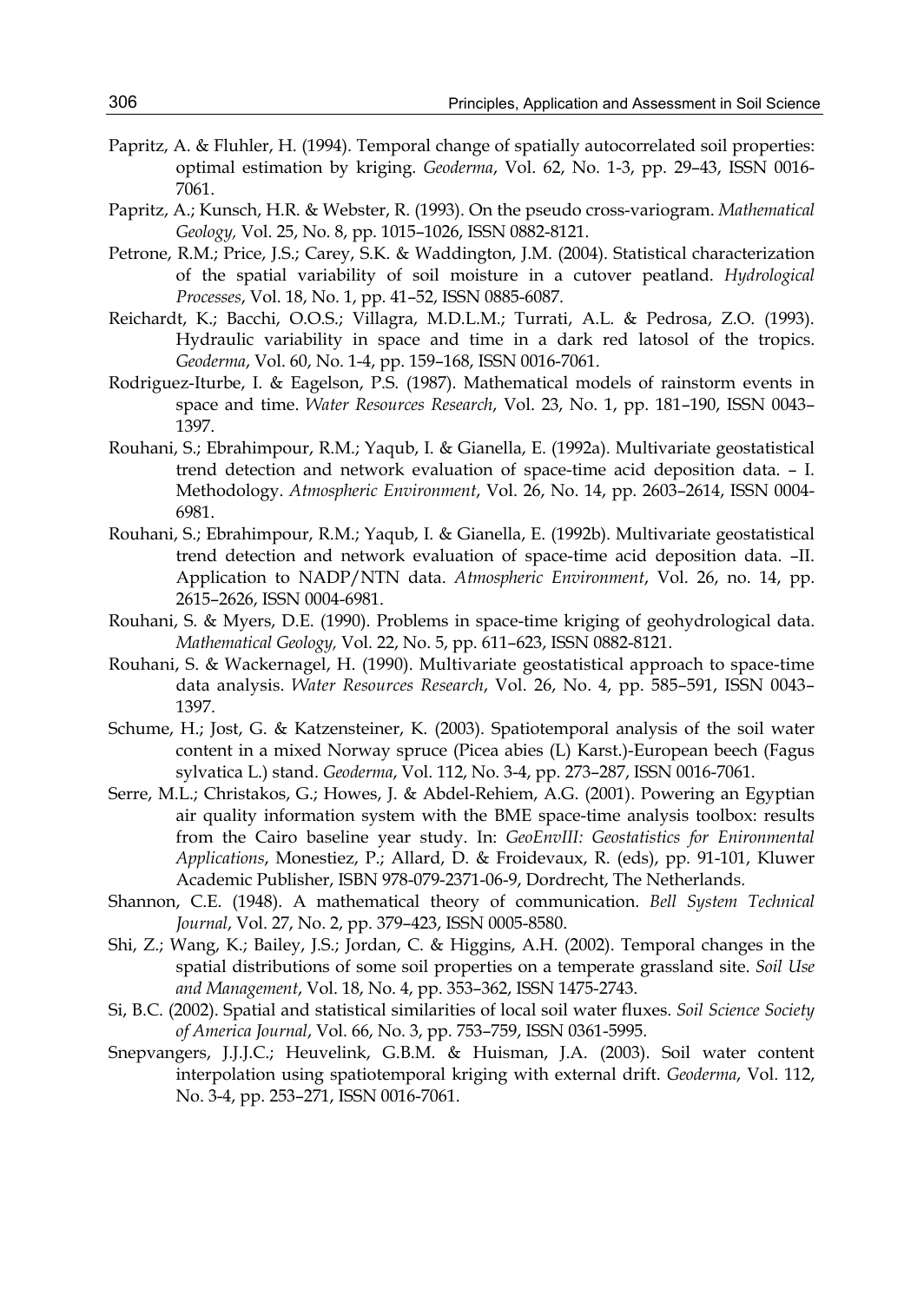Papritz, A. & Fluhler, H. (1994). Temporal change of spatially autocorrelated soil properties: optimal estimation by kriging. *Geoderma*, Vol. 62, No. 1-3, pp. 29–43, ISSN 0016-7061.

Papritz, A.; Kunsch, H.R. & Webster, R. (1993). On the pseudo cross-variogram. *Mathematical Geology,* Vol. 25, No. 8, pp. 1015–1026, ISSN 0882-8121.

Petrone, R.M.; Price, J.S.; Carey, S.K. & Waddington, J.M. (2004). Statistical characterization of the spatial variability of soil moisture in a cutover peatland. *Hydrological Processes*, Vol. 18, No. 1, pp. 41–52, ISSN 0885-6087.

Reichardt, K.; Bacchi, O.O.S.; Villagra, M.D.L.M.; Turrati, A.L. & Pedrosa, Z.O. (1993). Hydraulic variability in space and time in a dark red latosol of the tropics. *Geoderma*, Vol. 60, No. 1-4, pp. 159–168, ISSN 0016-7061.

Rodriguez-Iturbe, I. & Eagelson, P.S. (1987). Mathematical models of rainstorm events in space and time. *Water Resources Research*, Vol. 23, No. 1, pp. 181–190, ISSN 0043–1397.

Rouhani, S.; Ebrahimpour, R.M.; Yaqub, I. & Gianella, E. (1992a). Multivariate geostatistical trend detection and network evaluation of space-time acid deposition data. – I. Methodology. *Atmospheric Environment*, Vol. 26, No. 14, pp. 2603–2614, ISSN 0004-6981.

Rouhani, S.; Ebrahimpour, R.M.; Yaqub, I. & Gianella, E. (1992b). Multivariate geostatistical trend detection and network evaluation of space-time acid deposition data. –II. Application to NADP/NTN data. *Atmospheric Environment*, Vol. 26, no. 14, pp. 2615–2626, ISSN 0004-6981.

Rouhani, S. & Myers, D.E. (1990). Problems in space-time kriging of geohydrological data. *Mathematical Geology,* Vol. 22, No. 5, pp. 611–623, ISSN 0882-8121.

Rouhani, S. & Wackernagel, H. (1990). Multivariate geostatistical approach to space-time data analysis. *Water Resources Research*, Vol. 26, No. 4, pp. 585–591, ISSN 0043–1397.

Schume, H.; Jost, G. & Katzensteiner, K. (2003). Spatiotemporal analysis of the soil water content in a mixed Norway spruce (Picea abies (L) Karst.)-European beech (Fagus sylvatica L.) stand. *Geoderma*, Vol. 112, No. 3-4, pp. 273–287, ISSN 0016-7061.

Serre, M.L.; Christakos, G.; Howes, J. & Abdel-Rehiem, A.G. (2001). Powering an Egyptian air quality information system with the BME space-time analysis toolbox: results from the Cairo baseline year study. In: *GeoEnvIII: Geostatistics for Enironmental Applications*, Monestiez, P.; Allard, D. & Froidevaux, R. (eds), pp. 91-101, Kluwer Academic Publisher, ISBN 978-079-2371-06-9, Dordrecht, The Netherlands.

Shannon, C.E. (1948). A mathematical theory of communication. *Bell System Technical Journal*, Vol. 27, No. 2, pp. 379–423, ISSN 0005-8580.

Shi, Z.; Wang, K.; Bailey, J.S.; Jordan, C. & Higgins, A.H. (2002). Temporal changes in the spatial distributions of some soil properties on a temperate grassland site. *Soil Use and Management*, Vol. 18, No. 4, pp. 353–362, ISSN 1475-2743.

Si, B.C. (2002). Spatial and statistical similarities of local soil water fluxes. *Soil Science Society of America Journal*, Vol. 66, No. 3, pp. 753–759, ISSN 0361-5995.

Snepvangers, J.J.J.C.; Heuvelink, G.B.M. & Huisman, J.A. (2003). Soil water content interpolation using spatiotemporal kriging with external drift. *Geoderma*, Vol. 112, No. 3-4, pp. 253–271, ISSN 0016-7061.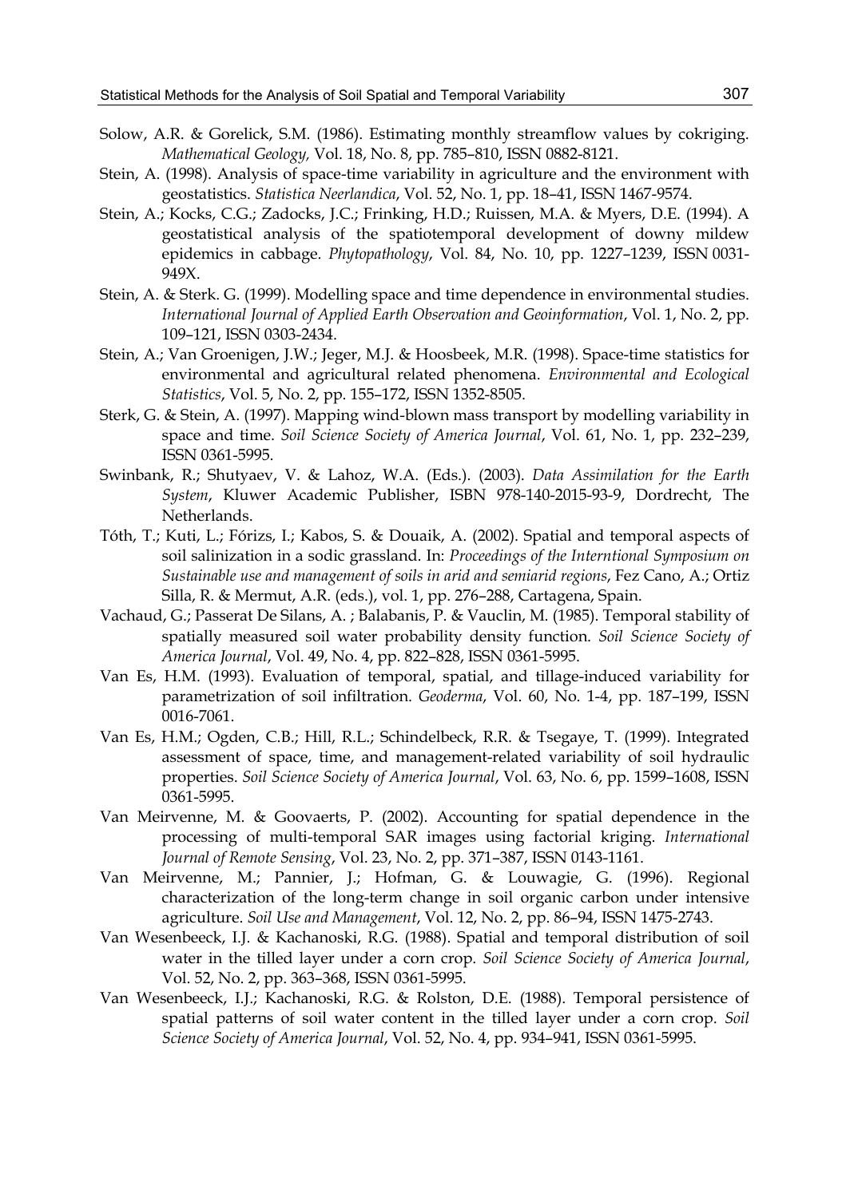Solow, A.R. & Gorelick, S.M. (1986). Estimating monthly streamflow values by cokriging. *Mathematical Geology,* Vol. 18, No. 8, pp. 785–810, ISSN 0882-8121.

Stein, A. (1998). Analysis of space-time variability in agriculture and the environment with geostatistics. *Statistica Neerlandica*, Vol. 52, No. 1, pp. 18–41, ISSN 1467-9574.

Stein, A.; Kocks, C.G.; Zadocks, J.C.; Frinking, H.D.; Ruissen, M.A. & Myers, D.E. (1994). A geostatistical analysis of the spatiotemporal development of downy mildew epidemics in cabbage. *Phytopathology*, Vol. 84, No. 10, pp. 1227–1239, ISSN 0031-949X.

Stein, A. & Sterk. G. (1999). Modelling space and time dependence in environmental studies. *International Journal of Applied Earth Observation and Geoinformation*, Vol. 1, No. 2, pp. 109–121, ISSN 0303-2434.

Stein, A.; Van Groenigen, J.W.; Jeger, M.J. & Hoosbeek, M.R. (1998). Space-time statistics for environmental and agricultural related phenomena. *Environmental and Ecological Statistics*, Vol. 5, No. 2, pp. 155–172, ISSN 1352-8505.

Sterk, G. & Stein, A. (1997). Mapping wind-blown mass transport by modelling variability in space and time. *Soil Science Society of America Journal*, Vol. 61, No. 1, pp. 232–239, ISSN 0361-5995.

Swinbank, R.; Shutyaev, V. & Lahoz, W.A. (Eds.). (2003). *Data Assimilation for the Earth System*, Kluwer Academic Publisher, ISBN 978-140-2015-93-9, Dordrecht, The Netherlands.

Tóth, T.; Kuti, L.; Fórizs, I.; Kabos, S. & Douaik, A. (2002). Spatial and temporal aspects of soil salinization in a sodic grassland. In: *Proceedings of the Interntional Symposium on Sustainable use and management of soils in arid and semiarid regions*, Fez Cano, A.; Ortiz Silla, R. & Mermut, A.R. (eds.), vol. 1, pp. 276–288, Cartagena, Spain.

Vachaud, G.; Passerat De Silans, A. ; Balabanis, P. & Vauclin, M. (1985). Temporal stability of spatially measured soil water probability density function. *Soil Science Society of America Journal*, Vol. 49, No. 4, pp. 822–828, ISSN 0361-5995.

Van Es, H.M. (1993). Evaluation of temporal, spatial, and tillage-induced variability for parametrization of soil infiltration. *Geoderma*, Vol. 60, No. 1-4, pp. 187–199, ISSN 0016-7061.

Van Es, H.M.; Ogden, C.B.; Hill, R.L.; Schindelbeck, R.R. & Tsegaye, T. (1999). Integrated assessment of space, time, and management-related variability of soil hydraulic properties. *Soil Science Society of America Journal*, Vol. 63, No. 6, pp. 1599–1608, ISSN 0361-5995.

Van Meirvenne, M. & Goovaerts, P. (2002). Accounting for spatial dependence in the processing of multi-temporal SAR images using factorial kriging. *International Journal of Remote Sensing*, Vol. 23, No. 2, pp. 371–387, ISSN 0143-1161.

Van Meirvenne, M.; Pannier, J.; Hofman, G. & Louwagie, G. (1996). Regional characterization of the long-term change in soil organic carbon under intensive agriculture. *Soil Use and Management*, Vol. 12, No. 2, pp. 86–94, ISSN 1475-2743.

Van Wesenbeeck, I.J. & Kachanoski, R.G. (1988). Spatial and temporal distribution of soil water in the tilled layer under a corn crop. *Soil Science Society of America Journal*, Vol. 52, No. 2, pp. 363–368, ISSN 0361-5995.

Van Wesenbeeck, I.J.; Kachanoski, R.G. & Rolston, D.E. (1988). Temporal persistence of spatial patterns of soil water content in the tilled layer under a corn crop. *Soil Science Society of America Journal*, Vol. 52, No. 4, pp. 934–941, ISSN 0361-5995.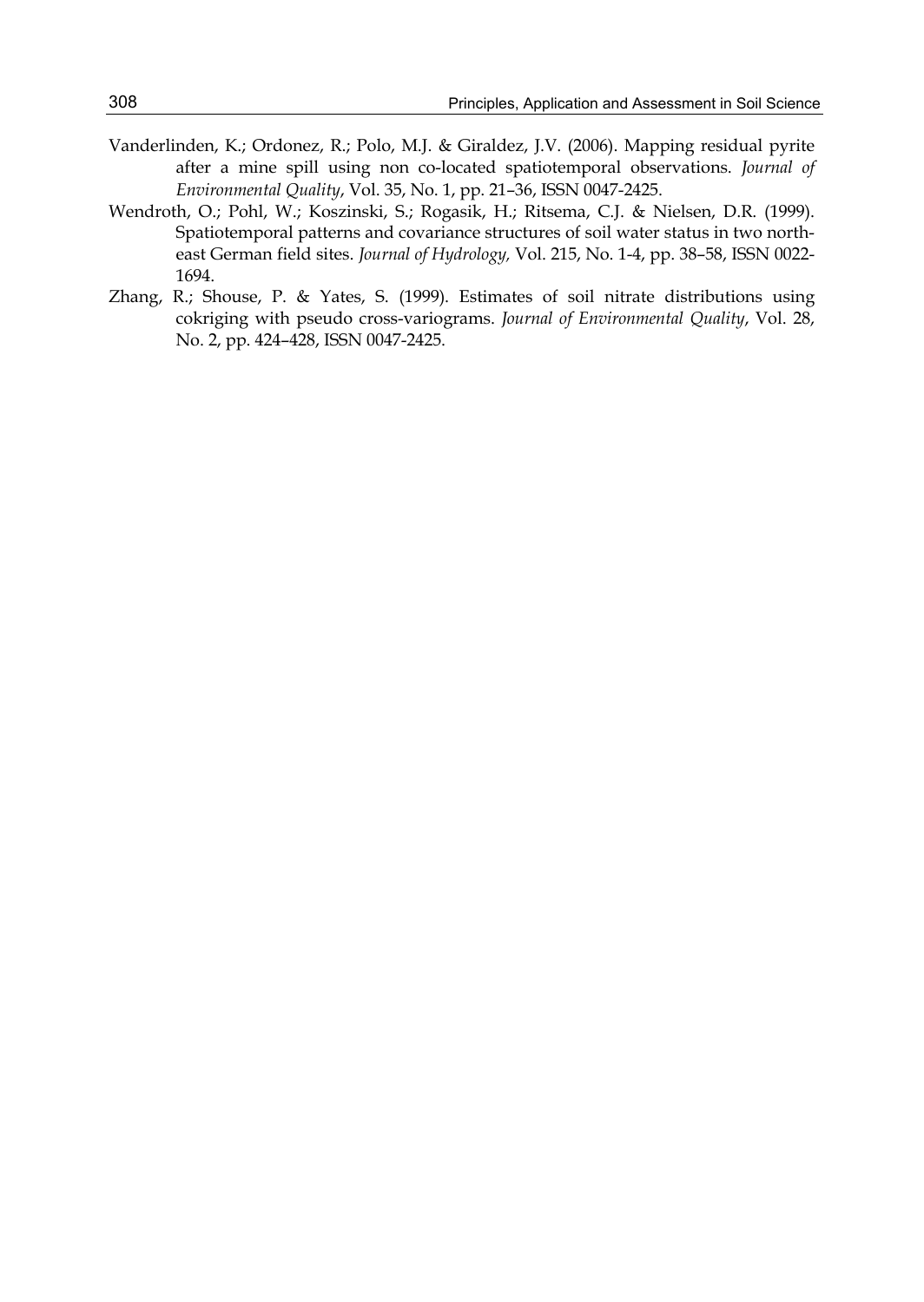Vanderlinden, K.; Ordonez, R.; Polo, M.J. & Giraldez, J.V. (2006). Mapping residual pyrite after a mine spill using non co-located spatiotemporal observations. *Journal of Environmental Quality*, Vol. 35, No. 1, pp. 21–36, ISSN 0047-2425.

Wendroth, O.; Pohl, W.; Koszinski, S.; Rogasik, H.; Ritsema, C.J. & Nielsen, D.R. (1999). Spatiotemporal patterns and covariance structures of soil water status in two north-east German field sites. *Journal of Hydrology,* Vol. 215, No. 1-4, pp. 38–58, ISSN 0022-1694.

Zhang, R.; Shouse, P. & Yates, S. (1999). Estimates of soil nitrate distributions using cokriging with pseudo cross-variograms. *Journal of Environmental Quality*, Vol. 28, No. 2, pp. 424–428, ISSN 0047-2425.